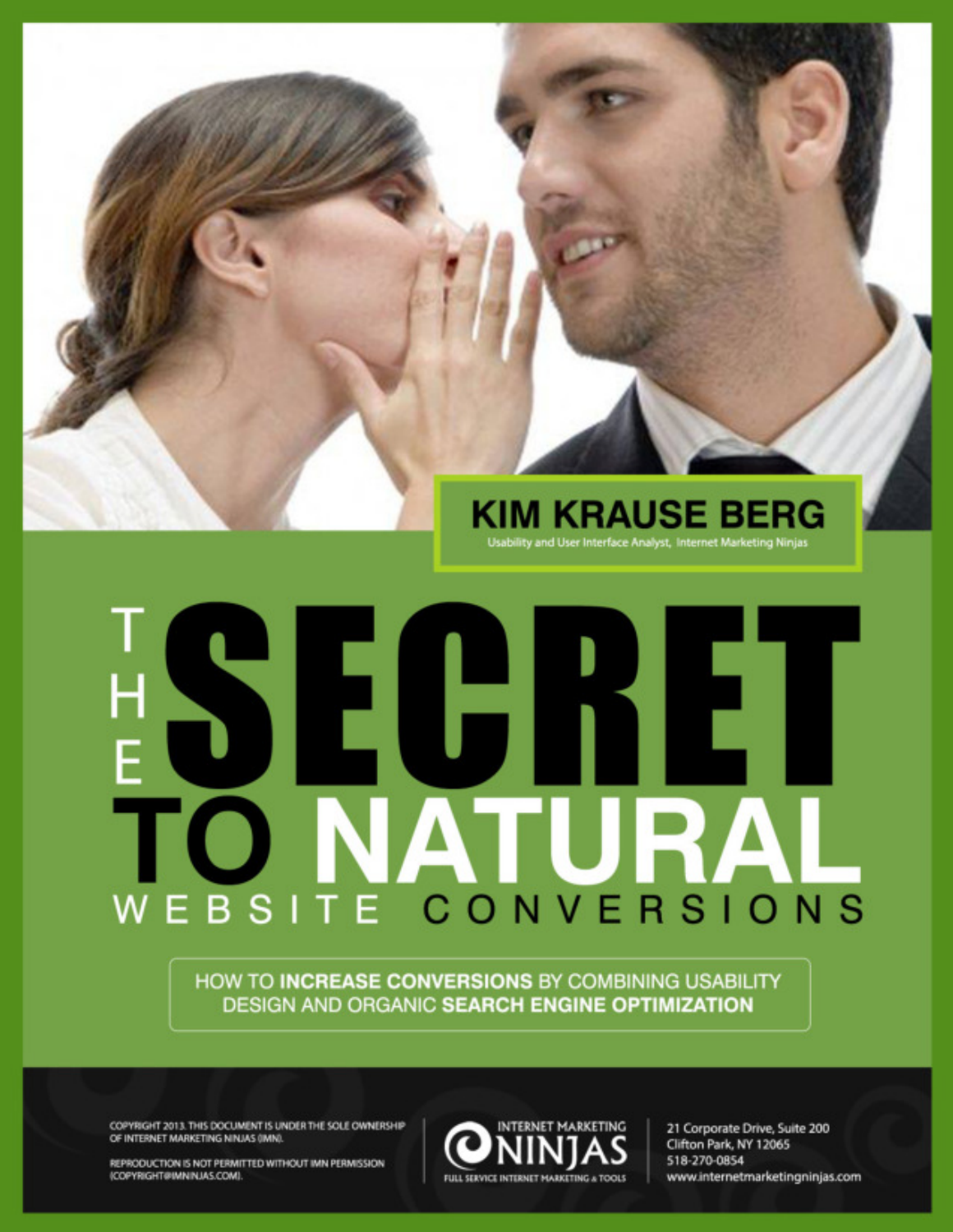**KIM KRAUSE BERG**

Usability and User Interface Analyst, Internet Marketing Ninjas

# THE SECRET TO NATURAL WEBSITE CONVERSIONS

HOW TO **INCREASE CONVERSIONS** BY COMBINING USABILITY DESIGN AND ORGANIC **SEARCH ENGINE OPTIMIZATION**

COPYRIGHT 2013. THIS DOCUMENT IS UNDER THE SOLE OWNERSHIP OF INTERNET MARKETING NINJAS (IMN).

REPRODUCTION IS NOT PERMITTED WITHOUT IMN PERMISSION (COPYRIGHT@IMNINJAS.COM).

INTERNET MARKETING NINJAS

FULL SERVICE INTERNET MARKETING & TOOLS

21 Corporate Drive, Suite 200
Clifton Park, NY 12065
518-270-0854
www.internetmarketingninjas.com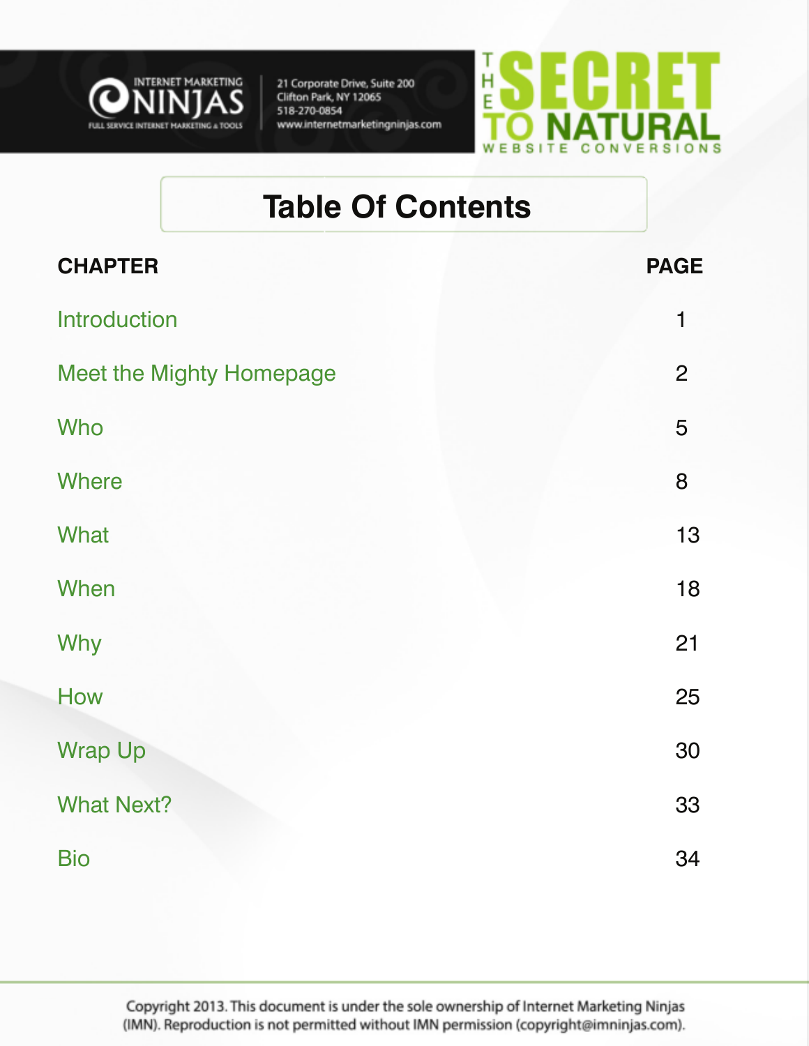INTERNET MARKETING NINJAS
FULL SERVICE INTERNET MARKETING & TOOLS

21 Corporate Drive, Suite 200
Clifton Park, NY 12065
518-270-0854
www.internetmarketingninjas.com

THE SECRET TO NATURAL WEBSITE CONVERSIONS

# Table Of Contents

| CHAPTER | PAGE |
|---|---|
| Introduction | 1 |
| Meet the Mighty Homepage | 2 |
| Who | 5 |
| Where | 8 |
| What | 13 |
| When | 18 |
| Why | 21 |
| How | 25 |
| Wrap Up | 30 |
| What Next? | 33 |
| Bio | 34 |

Copyright 2013. This document is under the sole ownership of Internet Marketing Ninjas (IMN). Reproduction is not permitted without IMN permission (copyright@imninjas.com).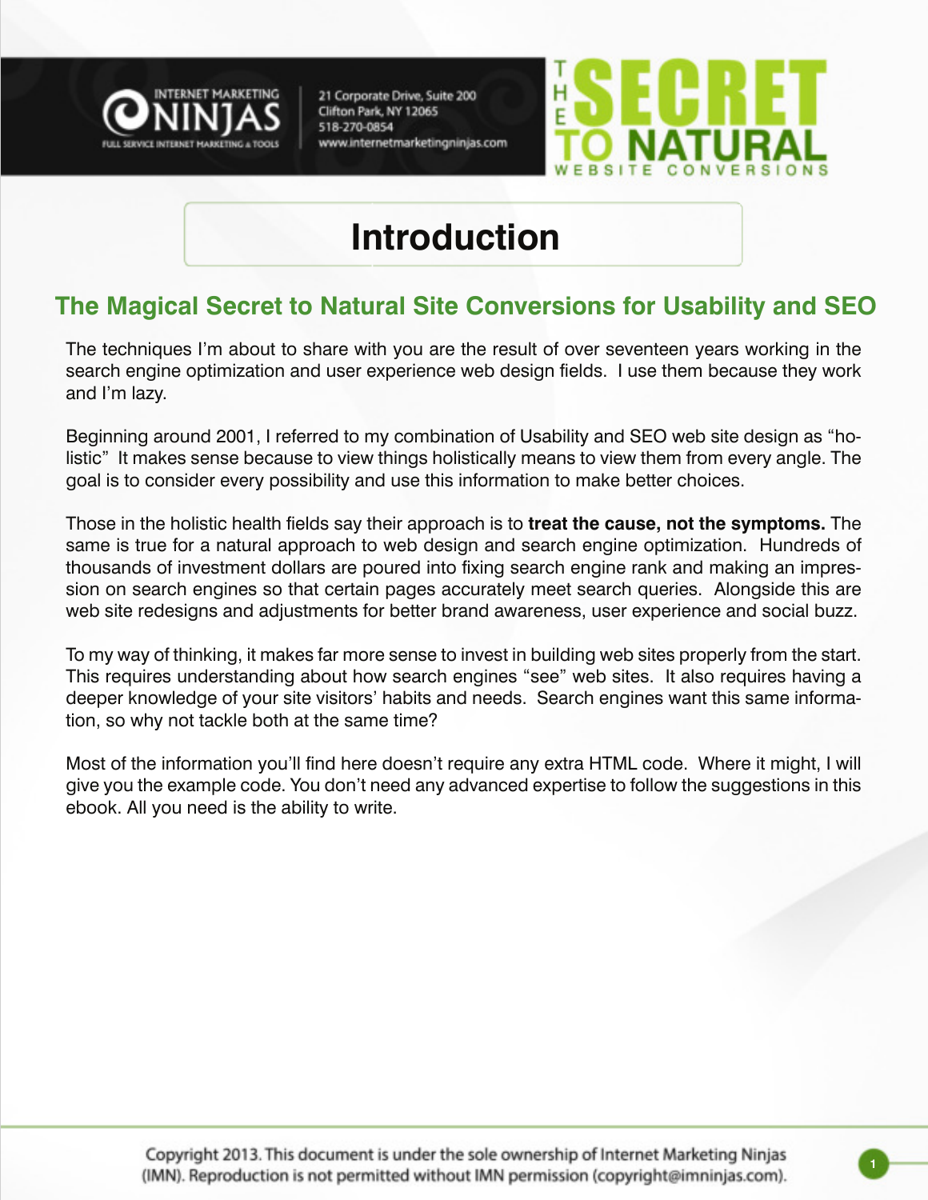# Introduction

## The Magical Secret to Natural Site Conversions for Usability and SEO

The techniques I'm about to share with you are the result of over seventeen years working in the search engine optimization and user experience web design fields. I use them because they work and I'm lazy.

Beginning around 2001, I referred to my combination of Usability and SEO web site design as "holistic" It makes sense because to view things holistically means to view them from every angle. The goal is to consider every possibility and use this information to make better choices.

Those in the holistic health fields say their approach is to **treat the cause, not the symptoms.** The same is true for a natural approach to web design and search engine optimization. Hundreds of thousands of investment dollars are poured into fixing search engine rank and making an impression on search engines so that certain pages accurately meet search queries. Alongside this are web site redesigns and adjustments for better brand awareness, user experience and social buzz.

To my way of thinking, it makes far more sense to invest in building web sites properly from the start. This requires understanding about how search engines "see" web sites. It also requires having a deeper knowledge of your site visitors' habits and needs. Search engines want this same information, so why not tackle both at the same time?

Most of the information you'll find here doesn't require any extra HTML code. Where it might, I will give you the example code. You don't need any advanced expertise to follow the suggestions in this ebook. All you need is the ability to write.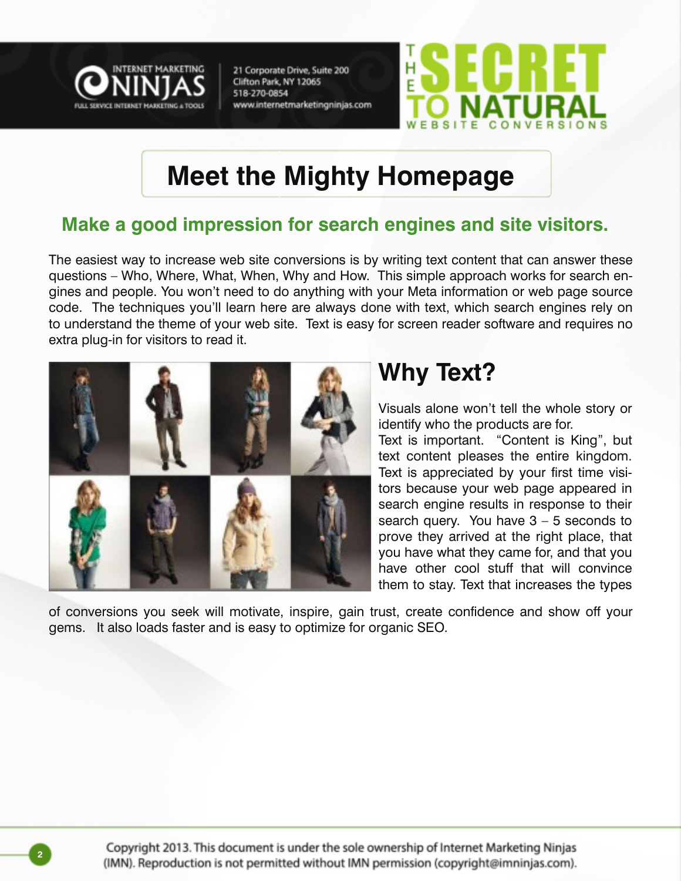# Meet the Mighty Homepage

## Make a good impression for search engines and site visitors.

The easiest way to increase web site conversions is by writing text content that can answer these questions – Who, Where, What, When, Why and How. This simple approach works for search engines and people. You won't need to do anything with your Meta information or web page source code. The techniques you'll learn here are always done with text, which search engines rely on to understand the theme of your web site. Text is easy for screen reader software and requires no extra plug-in for visitors to read it.

## Why Text?

Visuals alone won't tell the whole story or identify who the products are for.
Text is important. "Content is King", but text content pleases the entire kingdom. Text is appreciated by your first time visitors because your web page appeared in search engine results in response to their search query. You have 3 – 5 seconds to prove they arrived at the right place, that you have what they came for, and that you have other cool stuff that will convince them to stay. Text that increases the types of conversions you seek will motivate, inspire, gain trust, create confidence and show off your gems. It also loads faster and is easy to optimize for organic SEO.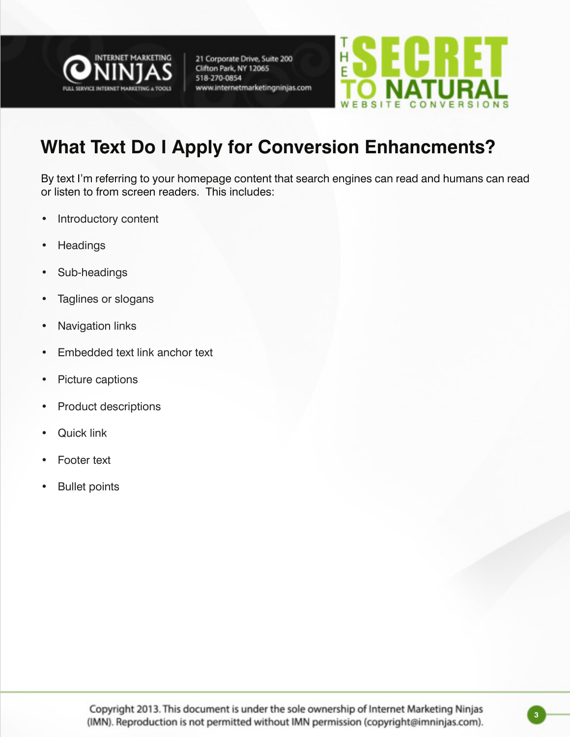## What Text Do I Apply for Conversion Enhancments?

By text I'm referring to your homepage content that search engines can read and humans can read or listen to from screen readers. This includes:

- Introductory content
- Headings
- Sub-headings
- Taglines or slogans
- Navigation links
- Embedded text link anchor text
- Picture captions
- Product descriptions
- Quick link
- Footer text
- Bullet points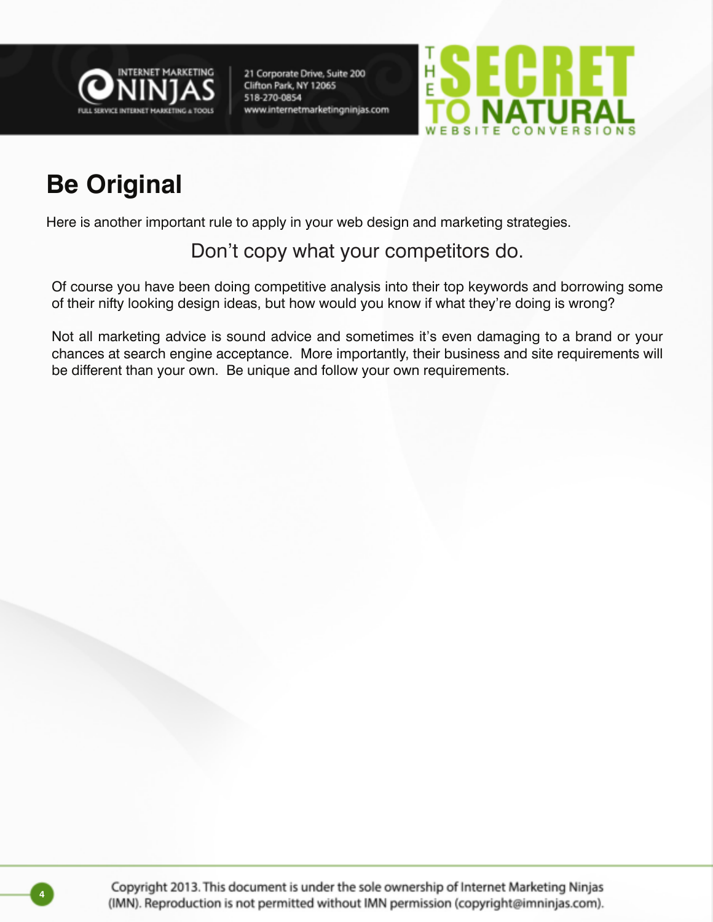## Be Original

Here is another important rule to apply in your web design and marketing strategies.

Don't copy what your competitors do.

Of course you have been doing competitive analysis into their top keywords and borrowing some of their nifty looking design ideas, but how would you know if what they're doing is wrong?

Not all marketing advice is sound advice and sometimes it's even damaging to a brand or your chances at search engine acceptance. More importantly, their business and site requirements will be different than your own. Be unique and follow your own requirements.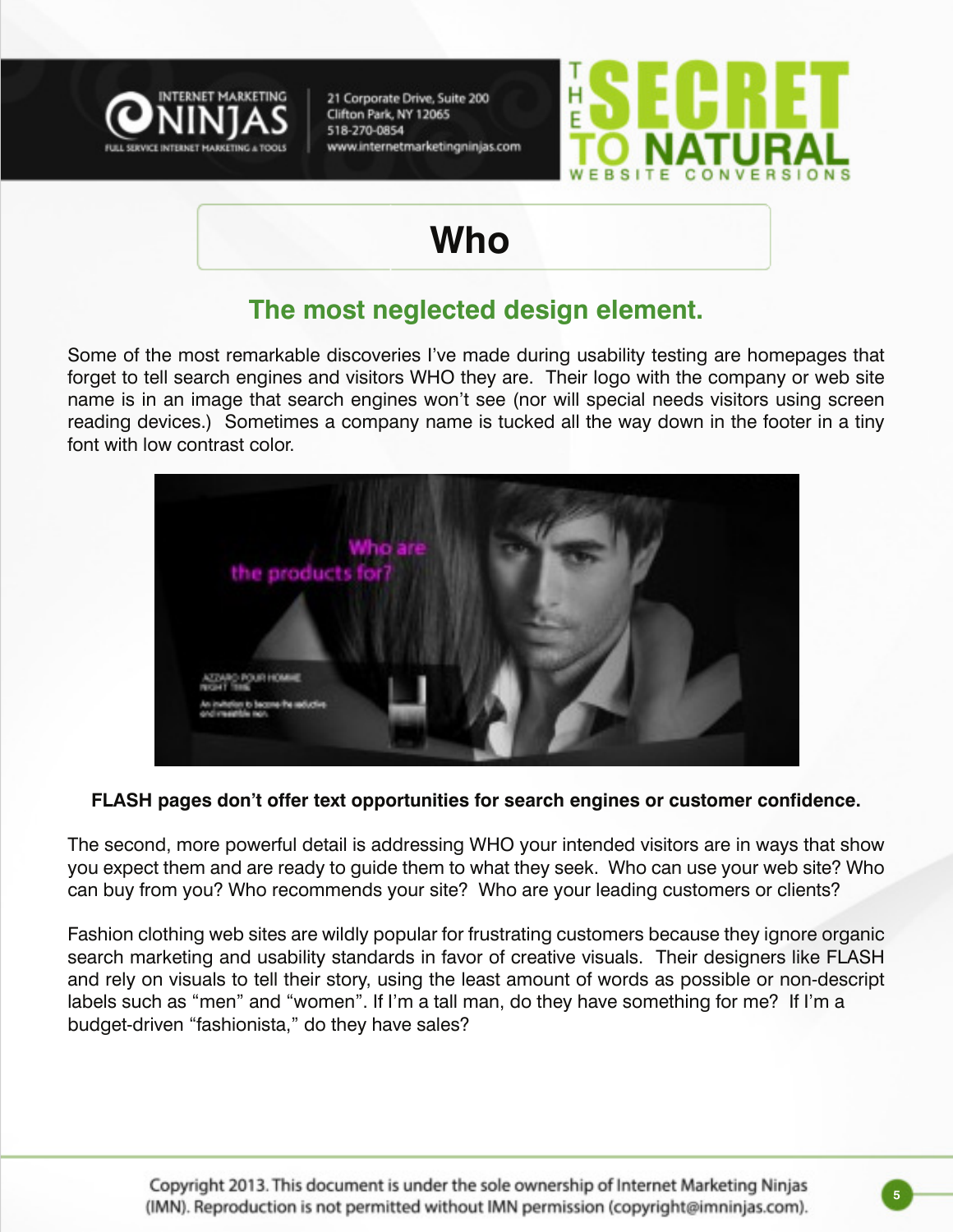# Who

## The most neglected design element.

Some of the most remarkable discoveries I've made during usability testing are homepages that forget to tell search engines and visitors WHO they are. Their logo with the company or web site name is in an image that search engines won't see (nor will special needs visitors using screen reading devices.) Sometimes a company name is tucked all the way down in the footer in a tiny font with low contrast color.

**FLASH pages don't offer text opportunities for search engines or customer confidence.**

The second, more powerful detail is addressing WHO your intended visitors are in ways that show you expect them and are ready to guide them to what they seek. Who can use your web site? Who can buy from you? Who recommends your site? Who are your leading customers or clients?

Fashion clothing web sites are wildly popular for frustrating customers because they ignore organic search marketing and usability standards in favor of creative visuals. Their designers like FLASH and rely on visuals to tell their story, using the least amount of words as possible or non-descript labels such as "men" and "women". If I'm a tall man, do they have something for me? If I'm a budget-driven "fashionista," do they have sales?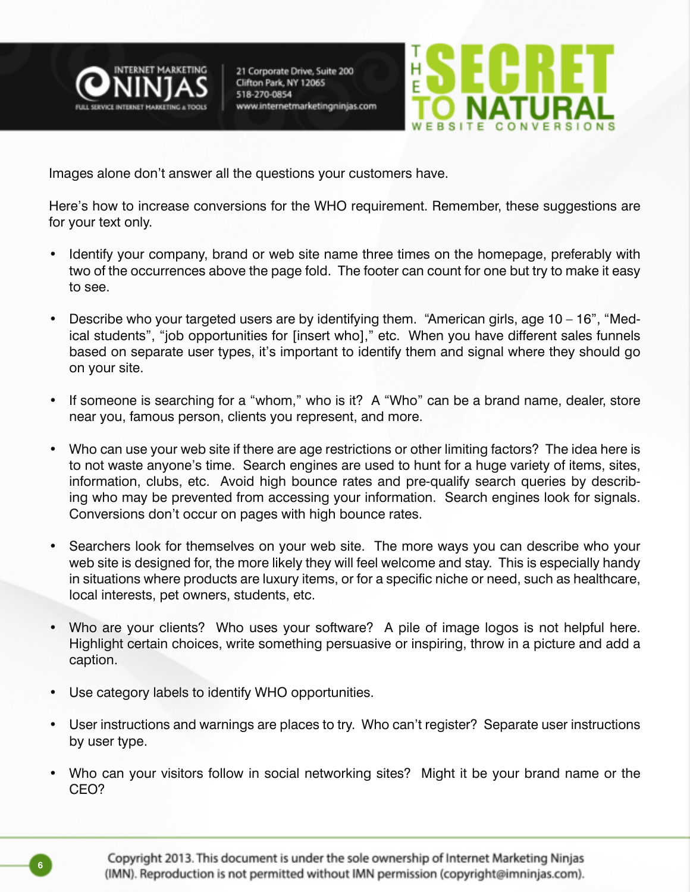Images alone don't answer all the questions your customers have.

Here's how to increase conversions for the WHO requirement. Remember, these suggestions are for your text only.

- Identify your company, brand or web site name three times on the homepage, preferably with two of the occurrences above the page fold. The footer can count for one but try to make it easy to see.

- Describe who your targeted users are by identifying them. "American girls, age 10 – 16", "Medical students", "job opportunities for [insert who]," etc. When you have different sales funnels based on separate user types, it's important to identify them and signal where they should go on your site.

- If someone is searching for a "whom," who is it? A "Who" can be a brand name, dealer, store near you, famous person, clients you represent, and more.

- Who can use your web site if there are age restrictions or other limiting factors? The idea here is to not waste anyone's time. Search engines are used to hunt for a huge variety of items, sites, information, clubs, etc. Avoid high bounce rates and pre-qualify search queries by describing who may be prevented from accessing your information. Search engines look for signals. Conversions don't occur on pages with high bounce rates.

- Searchers look for themselves on your web site. The more ways you can describe who your web site is designed for, the more likely they will feel welcome and stay. This is especially handy in situations where products are luxury items, or for a specific niche or need, such as healthcare, local interests, pet owners, students, etc.

- Who are your clients? Who uses your software? A pile of image logos is not helpful here. Highlight certain choices, write something persuasive or inspiring, throw in a picture and add a caption.

- Use category labels to identify WHO opportunities.

- User instructions and warnings are places to try. Who can't register? Separate user instructions by user type.

- Who can your visitors follow in social networking sites? Might it be your brand name or the CEO?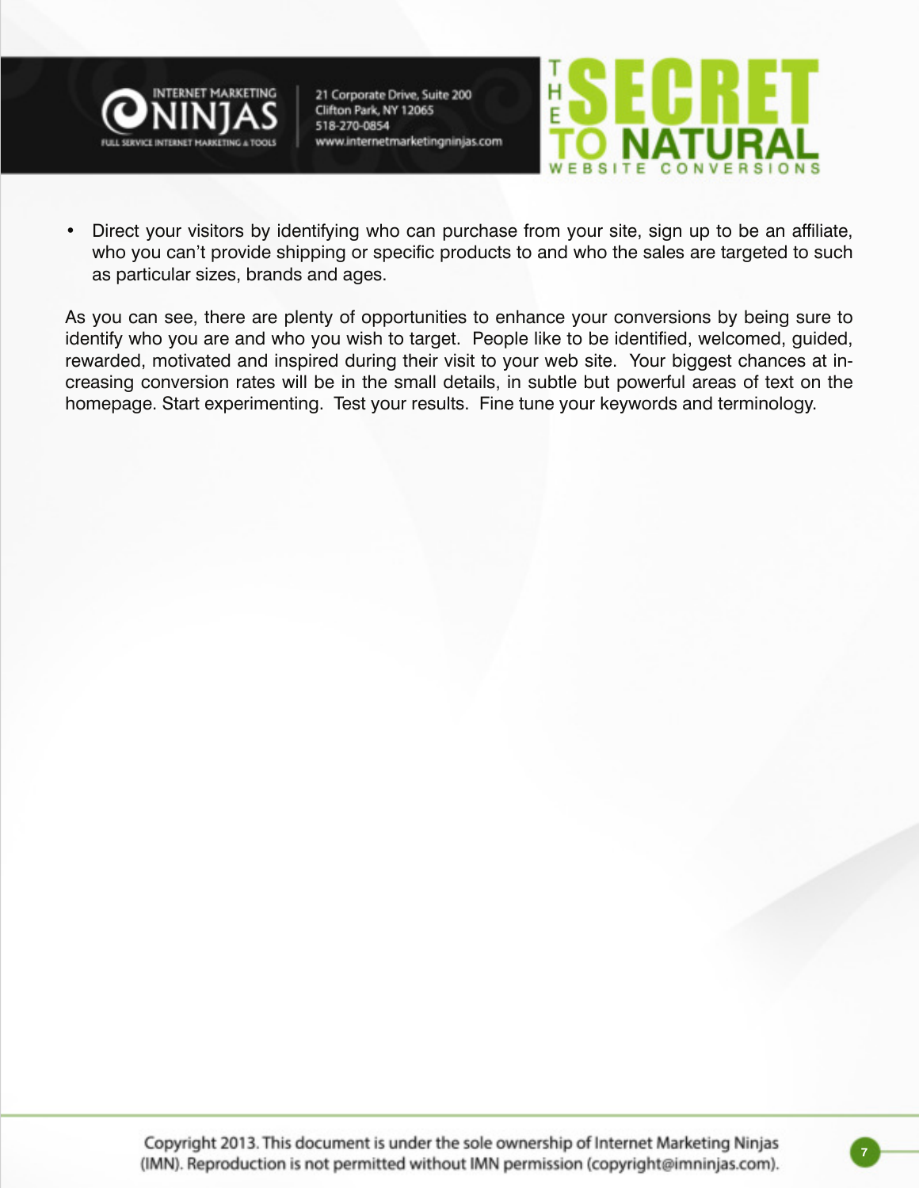- Direct your visitors by identifying who can purchase from your site, sign up to be an affiliate, who you can't provide shipping or specific products to and who the sales are targeted to such as particular sizes, brands and ages.

As you can see, there are plenty of opportunities to enhance your conversions by being sure to identify who you are and who you wish to target. People like to be identified, welcomed, guided, rewarded, motivated and inspired during their visit to your web site. Your biggest chances at increasing conversion rates will be in the small details, in subtle but powerful areas of text on the homepage. Start experimenting. Test your results. Fine tune your keywords and terminology.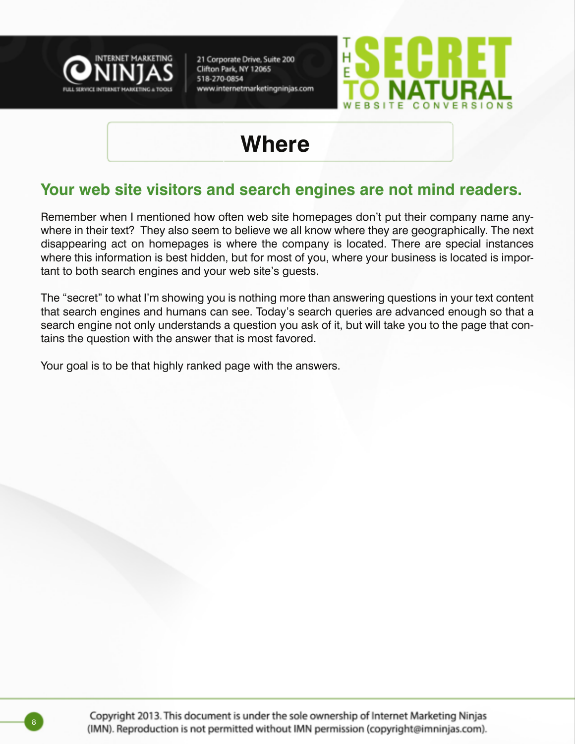# Where

## Your web site visitors and search engines are not mind readers.

Remember when I mentioned how often web site homepages don't put their company name anywhere in their text? They also seem to believe we all know where they are geographically. The next disappearing act on homepages is where the company is located. There are special instances where this information is best hidden, but for most of you, where your business is located is important to both search engines and your web site's guests.

The "secret" to what I'm showing you is nothing more than answering questions in your text content that search engines and humans can see. Today's search queries are advanced enough so that a search engine not only understands a question you ask of it, but will take you to the page that contains the question with the answer that is most favored.

Your goal is to be that highly ranked page with the answers.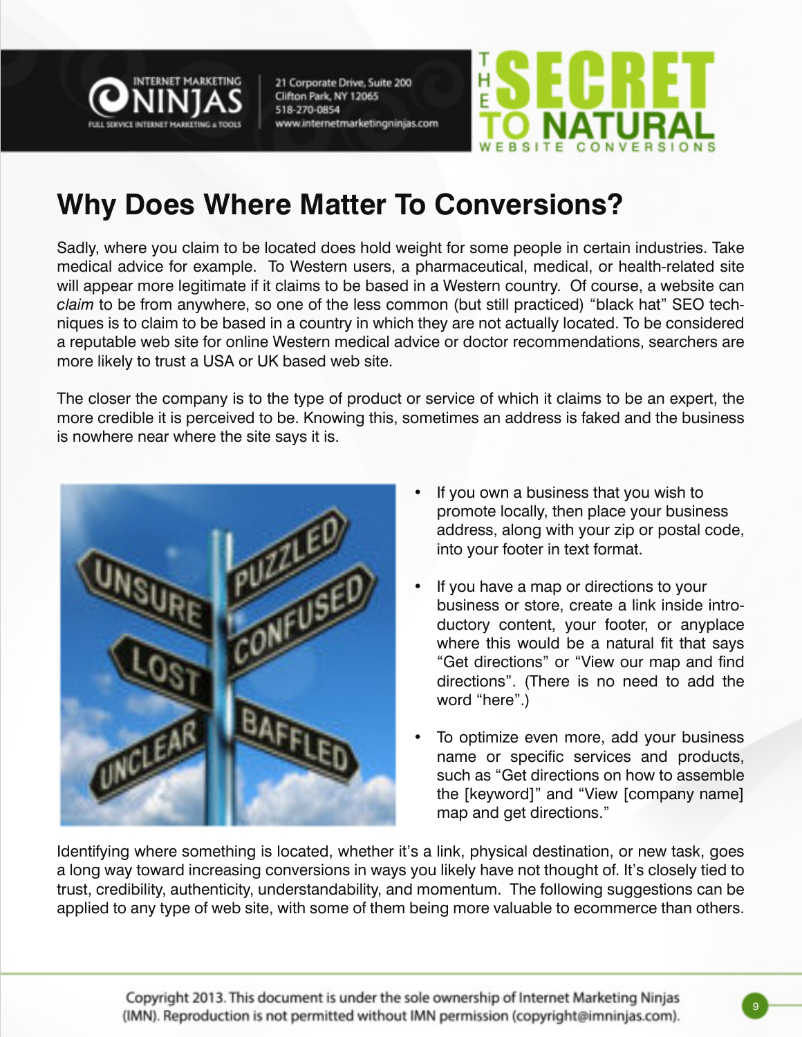# Why Does Where Matter To Conversions?

Sadly, where you claim to be located does hold weight for some people in certain industries. Take medical advice for example. To Western users, a pharmaceutical, medical, or health-related site will appear more legitimate if it claims to be based in a Western country. Of course, a website can *claim* to be from anywhere, so one of the less common (but still practiced) "black hat" SEO techniques is to claim to be based in a country in which they are not actually located. To be considered a reputable web site for online Western medical advice or doctor recommendations, searchers are more likely to trust a USA or UK based web site.

The closer the company is to the type of product or service of which it claims to be an expert, the more credible it is perceived to be. Knowing this, sometimes an address is faked and the business is nowhere near where the site says it is.

- If you own a business that you wish to promote locally, then place your business address, along with your zip or postal code, into your footer in text format.
- If you have a map or directions to your business or store, create a link inside introductory content, your footer, or anyplace where this would be a natural fit that says "Get directions" or "View our map and find directions". (There is no need to add the word "here".)
- To optimize even more, add your business name or specific services and products, such as "Get directions on how to assemble the [keyword]" and "View [company name] map and get directions."

Identifying where something is located, whether it's a link, physical destination, or new task, goes a long way toward increasing conversions in ways you likely have not thought of. It's closely tied to trust, credibility, authenticity, understandability, and momentum. The following suggestions can be applied to any type of web site, with some of them being more valuable to ecommerce than others.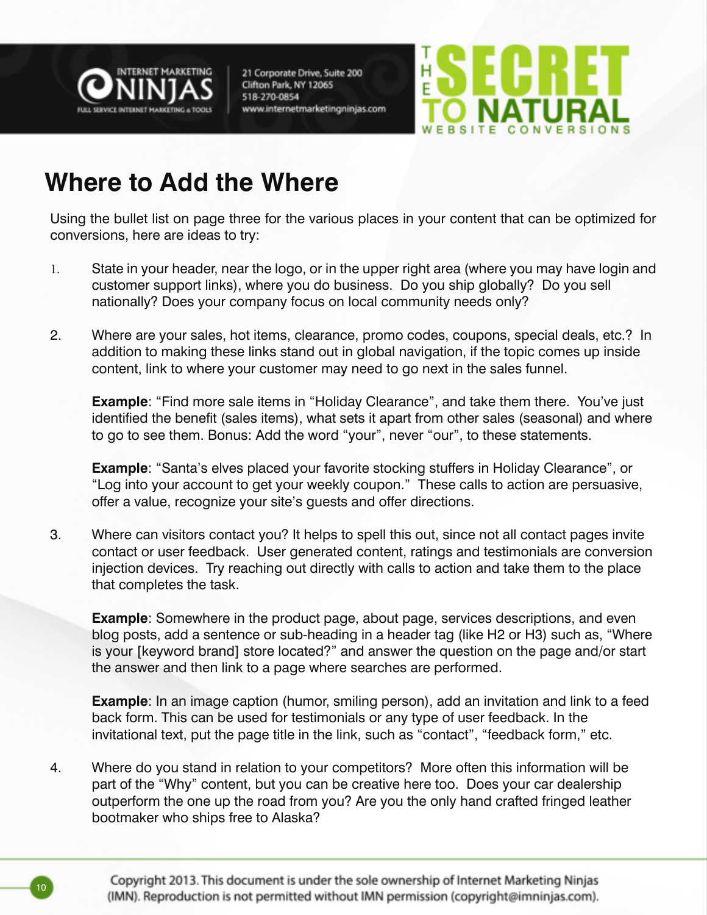# Where to Add the Where

Using the bullet list on page three for the various places in your content that can be optimized for conversions, here are ideas to try:

1. State in your header, near the logo, or in the upper right area (where you may have login and customer support links), where you do business. Do you ship globally? Do you sell nationally? Does your company focus on local community needs only?

2. Where are your sales, hot items, clearance, promo codes, coupons, special deals, etc.? In addition to making these links stand out in global navigation, if the topic comes up inside content, link to where your customer may need to go next in the sales funnel.

   **Example**: "Find more sale items in "Holiday Clearance", and take them there. You've just identified the benefit (sales items), what sets it apart from other sales (seasonal) and where to go to see them. Bonus: Add the word "your", never "our", to these statements.

   **Example**: "Santa's elves placed your favorite stocking stuffers in Holiday Clearance", or "Log into your account to get your weekly coupon." These calls to action are persuasive, offer a value, recognize your site's guests and offer directions.

3. Where can visitors contact you? It helps to spell this out, since not all contact pages invite contact or user feedback. User generated content, ratings and testimonials are conversion injection devices. Try reaching out directly with calls to action and take them to the place that completes the task.

   **Example**: Somewhere in the product page, about page, services descriptions, and even blog posts, add a sentence or sub-heading in a header tag (like H2 or H3) such as, "Where is your [keyword brand] store located?" and answer the question on the page and/or start the answer and then link to a page where searches are performed.

   **Example**: In an image caption (humor, smiling person), add an invitation and link to a feed back form. This can be used for testimonials or any type of user feedback. In the invitational text, put the page title in the link, such as "contact", "feedback form," etc.

4. Where do you stand in relation to your competitors? More often this information will be part of the "Why" content, but you can be creative here too. Does your car dealership outperform the one up the road from you? Are you the only hand crafted fringed leather bootmaker who ships free to Alaska?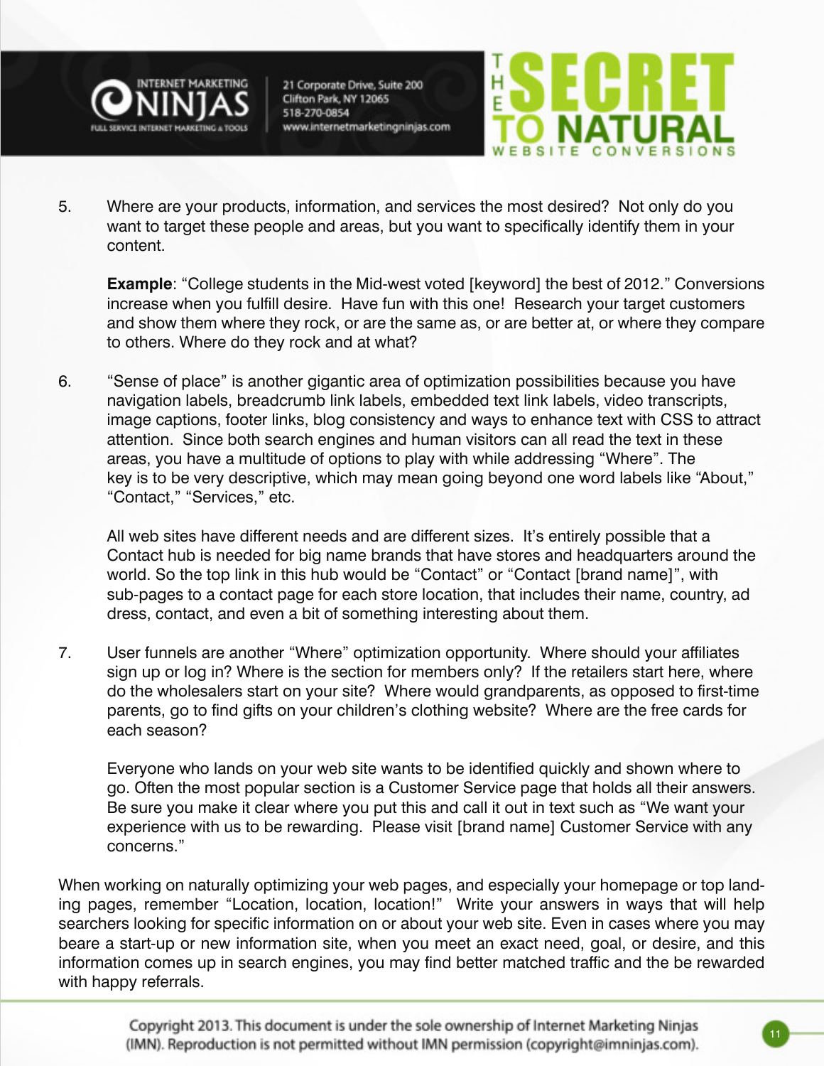5. Where are your products, information, and services the most desired? Not only do you want to target these people and areas, but you want to specifically identify them in your content.

   **Example**: "College students in the Mid-west voted [keyword] the best of 2012." Conversions increase when you fulfill desire. Have fun with this one! Research your target customers and show them where they rock, or are the same as, or are better at, or where they compare to others. Where do they rock and at what?

6. "Sense of place" is another gigantic area of optimization possibilities because you have navigation labels, breadcrumb link labels, embedded text link labels, video transcripts, image captions, footer links, blog consistency and ways to enhance text with CSS to attract attention. Since both search engines and human visitors can all read the text in these areas, you have a multitude of options to play with while addressing "Where". The key is to be very descriptive, which may mean going beyond one word labels like "About," "Contact," "Services," etc.

   All web sites have different needs and are different sizes. It's entirely possible that a Contact hub is needed for big name brands that have stores and headquarters around the world. So the top link in this hub would be "Contact" or "Contact [brand name]", with sub-pages to a contact page for each store location, that includes their name, country, ad dress, contact, and even a bit of something interesting about them.

7. User funnels are another "Where" optimization opportunity. Where should your affiliates sign up or log in? Where is the section for members only? If the retailers start here, where do the wholesalers start on your site? Where would grandparents, as opposed to first-time parents, go to find gifts on your children's clothing website? Where are the free cards for each season?

   Everyone who lands on your web site wants to be identified quickly and shown where to go. Often the most popular section is a Customer Service page that holds all their answers. Be sure you make it clear where you put this and call it out in text such as "We want your experience with us to be rewarding. Please visit [brand name] Customer Service with any concerns."

When working on naturally optimizing your web pages, and especially your homepage or top landing pages, remember "Location, location, location!" Write your answers in ways that will help searchers looking for specific information on or about your web site. Even in cases where you may beare a start-up or new information site, when you meet an exact need, goal, or desire, and this information comes up in search engines, you may find better matched traffic and the be rewarded with happy referrals.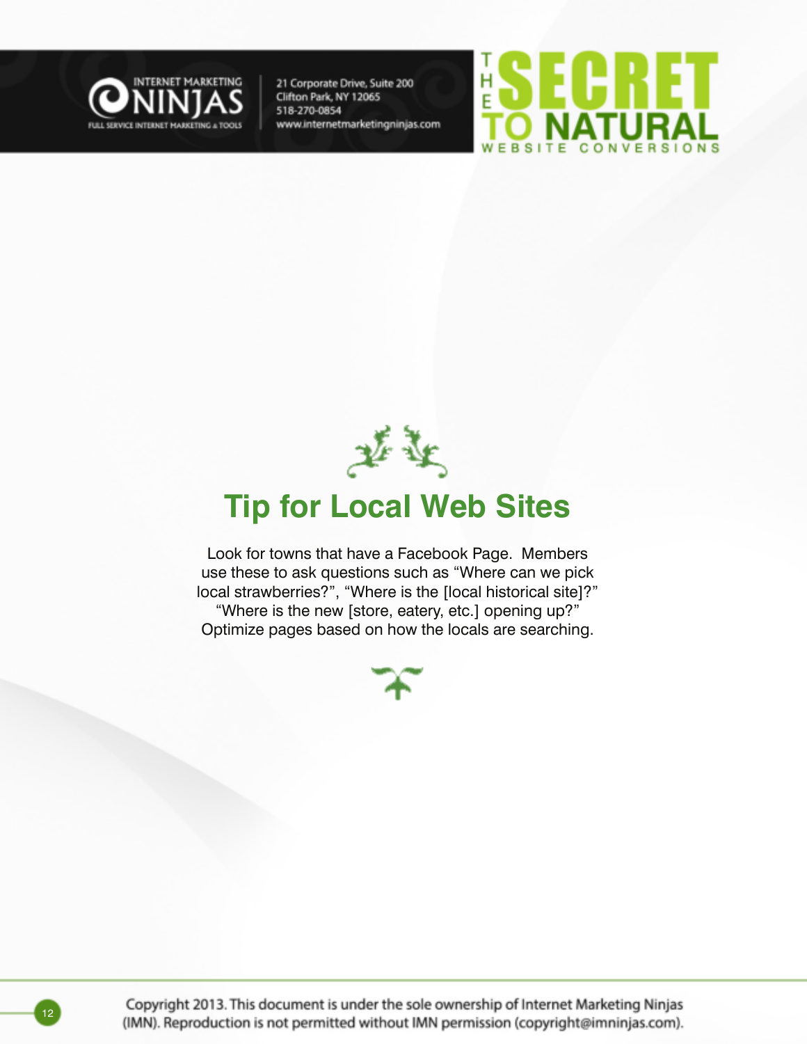## Tip for Local Web Sites

Look for towns that have a Facebook Page. Members use these to ask questions such as “Where can we pick local strawberries?”, “Where is the [local historical site]?” “Where is the new [store, eatery, etc.] opening up?” Optimize pages based on how the locals are searching.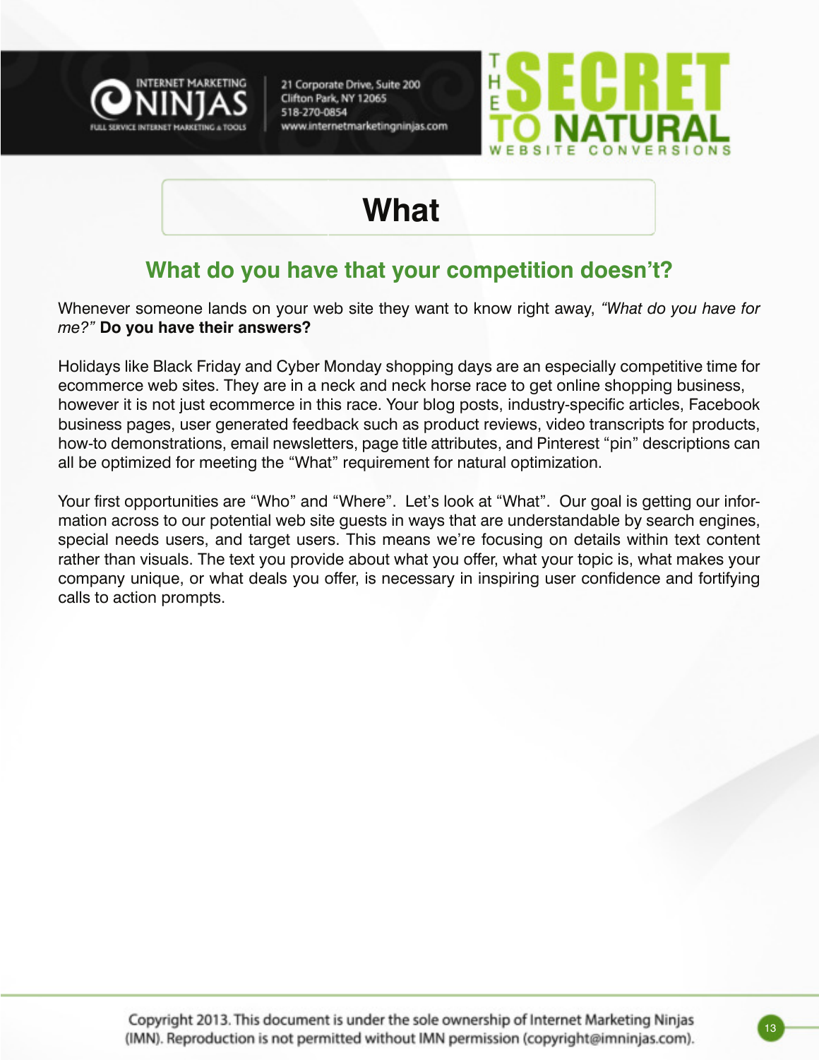# What

## What do you have that your competition doesn't?

Whenever someone lands on your web site they want to know right away, *"What do you have for me?"* **Do you have their answers?**

Holidays like Black Friday and Cyber Monday shopping days are an especially competitive time for ecommerce web sites. They are in a neck and neck horse race to get online shopping business, however it is not just ecommerce in this race. Your blog posts, industry-specific articles, Facebook business pages, user generated feedback such as product reviews, video transcripts for products, how-to demonstrations, email newsletters, page title attributes, and Pinterest "pin" descriptions can all be optimized for meeting the "What" requirement for natural optimization.

Your first opportunities are "Who" and "Where". Let's look at "What". Our goal is getting our information across to our potential web site guests in ways that are understandable by search engines, special needs users, and target users. This means we're focusing on details within text content rather than visuals. The text you provide about what you offer, what your topic is, what makes your company unique, or what deals you offer, is necessary in inspiring user confidence and fortifying calls to action prompts.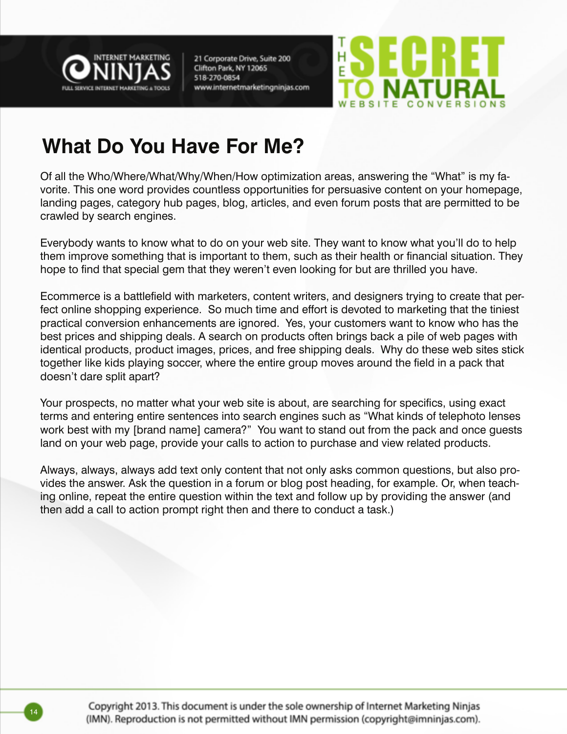## What Do You Have For Me?

Of all the Who/Where/What/Why/When/How optimization areas, answering the "What" is my favorite. This one word provides countless opportunities for persuasive content on your homepage, landing pages, category hub pages, blog, articles, and even forum posts that are permitted to be crawled by search engines.

Everybody wants to know what to do on your web site. They want to know what you'll do to help them improve something that is important to them, such as their health or financial situation. They hope to find that special gem that they weren't even looking for but are thrilled you have.

Ecommerce is a battlefield with marketers, content writers, and designers trying to create that perfect online shopping experience. So much time and effort is devoted to marketing that the tiniest practical conversion enhancements are ignored. Yes, your customers want to know who has the best prices and shipping deals. A search on products often brings back a pile of web pages with identical products, product images, prices, and free shipping deals. Why do these web sites stick together like kids playing soccer, where the entire group moves around the field in a pack that doesn't dare split apart?

Your prospects, no matter what your web site is about, are searching for specifics, using exact terms and entering entire sentences into search engines such as "What kinds of telephoto lenses work best with my [brand name] camera?" You want to stand out from the pack and once guests land on your web page, provide your calls to action to purchase and view related products.

Always, always, always add text only content that not only asks common questions, but also provides the answer. Ask the question in a forum or blog post heading, for example. Or, when teaching online, repeat the entire question within the text and follow up by providing the answer (and then add a call to action prompt right then and there to conduct a task.)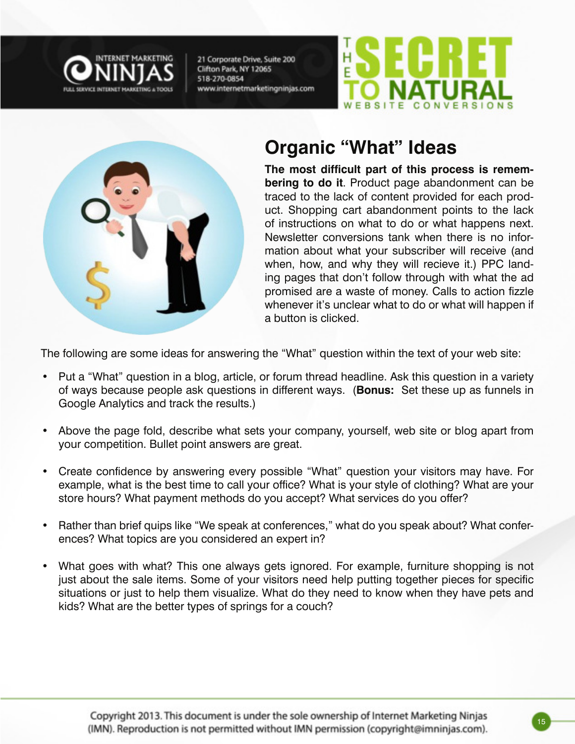## Organic "What" Ideas

**The most difficult part of this process is remembering to do it**. Product page abandonment can be traced to the lack of content provided for each product. Shopping cart abandonment points to the lack of instructions on what to do or what happens next. Newsletter conversions tank when there is no information about what your subscriber will receive (and when, how, and why they will recieve it.) PPC landing pages that don't follow through with what the ad promised are a waste of money. Calls to action fizzle whenever it's unclear what to do or what will happen if a button is clicked.

The following are some ideas for answering the "What" question within the text of your web site:

- Put a "What" question in a blog, article, or forum thread headline. Ask this question in a variety of ways because people ask questions in different ways. (**Bonus:** Set these up as funnels in Google Analytics and track the results.)
- Above the page fold, describe what sets your company, yourself, web site or blog apart from your competition. Bullet point answers are great.
- Create confidence by answering every possible "What" question your visitors may have. For example, what is the best time to call your office? What is your style of clothing? What are your store hours? What payment methods do you accept? What services do you offer?
- Rather than brief quips like "We speak at conferences," what do you speak about? What conferences? What topics are you considered an expert in?
- What goes with what? This one always gets ignored. For example, furniture shopping is not just about the sale items. Some of your visitors need help putting together pieces for specific situations or just to help them visualize. What do they need to know when they have pets and kids? What are the better types of springs for a couch?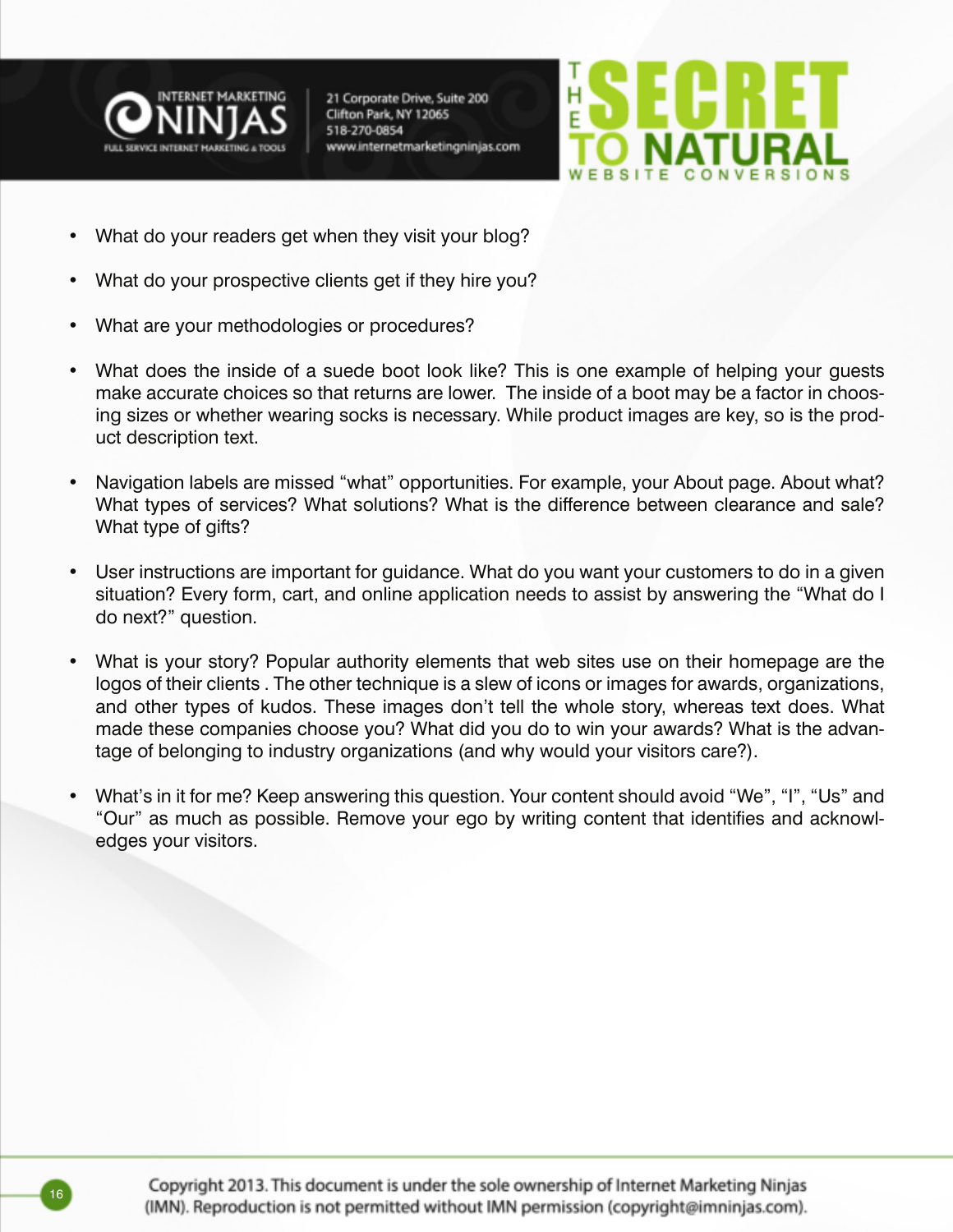- What do your readers get when they visit your blog?
- What do your prospective clients get if they hire you?
- What are your methodologies or procedures?
- What does the inside of a suede boot look like? This is one example of helping your guests make accurate choices so that returns are lower. The inside of a boot may be a factor in choosing sizes or whether wearing socks is necessary. While product images are key, so is the product description text.
- Navigation labels are missed "what" opportunities. For example, your About page. About what? What types of services? What solutions? What is the difference between clearance and sale? What type of gifts?
- User instructions are important for guidance. What do you want your customers to do in a given situation? Every form, cart, and online application needs to assist by answering the "What do I do next?" question.
- What is your story? Popular authority elements that web sites use on their homepage are the logos of their clients . The other technique is a slew of icons or images for awards, organizations, and other types of kudos. These images don't tell the whole story, whereas text does. What made these companies choose you? What did you do to win your awards? What is the advantage of belonging to industry organizations (and why would your visitors care?).
- What's in it for me? Keep answering this question. Your content should avoid "We", "I", "Us" and "Our" as much as possible. Remove your ego by writing content that identifies and acknowledges your visitors.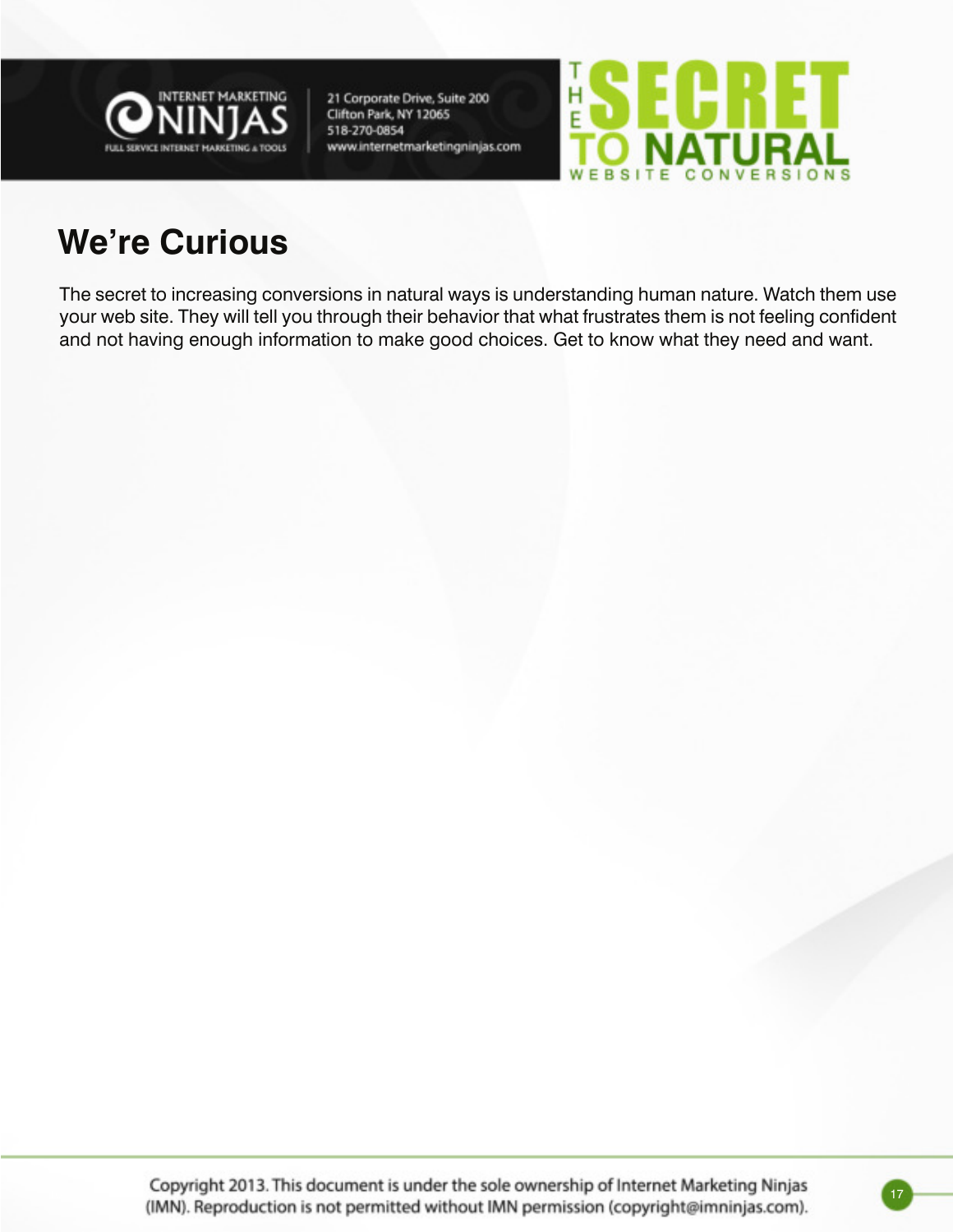## We’re Curious

The secret to increasing conversions in natural ways is understanding human nature. Watch them use your web site. They will tell you through their behavior that what frustrates them is not feeling confident and not having enough information to make good choices. Get to know what they need and want.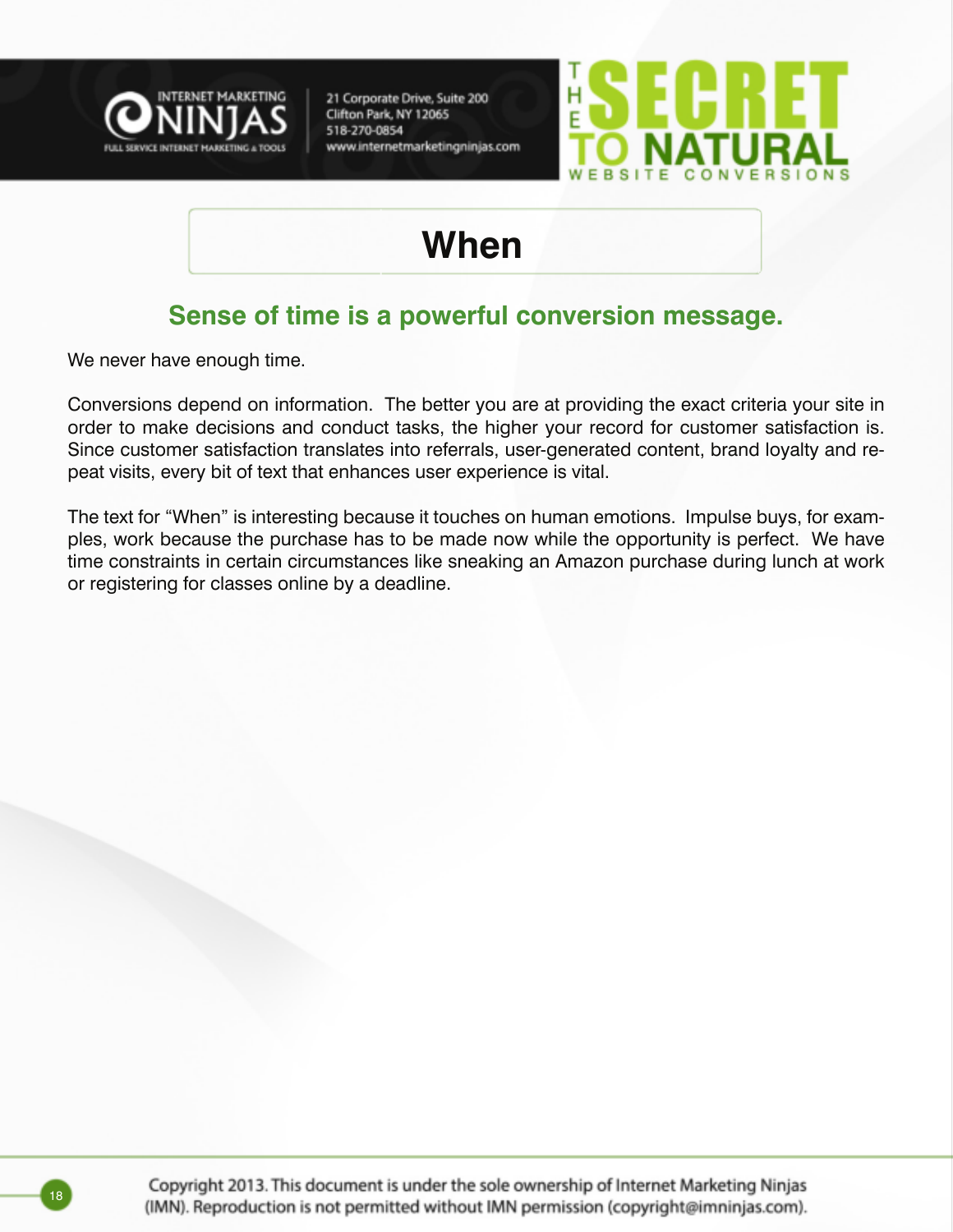# When

## Sense of time is a powerful conversion message.

We never have enough time.

Conversions depend on information. The better you are at providing the exact criteria your site in order to make decisions and conduct tasks, the higher your record for customer satisfaction is. Since customer satisfaction translates into referrals, user-generated content, brand loyalty and repeat visits, every bit of text that enhances user experience is vital.

The text for "When" is interesting because it touches on human emotions. Impulse buys, for examples, work because the purchase has to be made now while the opportunity is perfect. We have time constraints in certain circumstances like sneaking an Amazon purchase during lunch at work or registering for classes online by a deadline.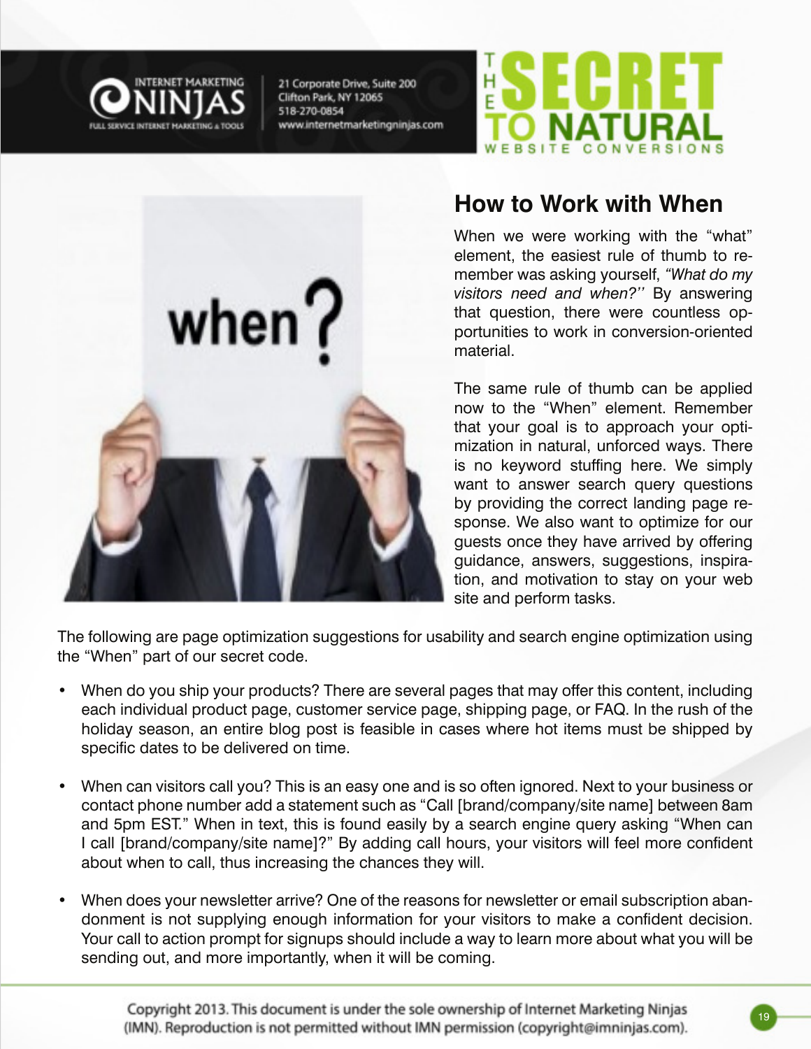## How to Work with When

When we were working with the "what" element, the easiest rule of thumb to remember was asking yourself, *"What do my visitors need and when?''* By answering that question, there were countless opportunities to work in conversion-oriented material.

The same rule of thumb can be applied now to the "When" element. Remember that your goal is to approach your optimization in natural, unforced ways. There is no keyword stuffing here. We simply want to answer search query questions by providing the correct landing page response. We also want to optimize for our guests once they have arrived by offering guidance, answers, suggestions, inspiration, and motivation to stay on your web site and perform tasks.

The following are page optimization suggestions for usability and search engine optimization using the "When" part of our secret code.

- When do you ship your products? There are several pages that may offer this content, including each individual product page, customer service page, shipping page, or FAQ. In the rush of the holiday season, an entire blog post is feasible in cases where hot items must be shipped by specific dates to be delivered on time.

- When can visitors call you? This is an easy one and is so often ignored. Next to your business or contact phone number add a statement such as "Call [brand/company/site name] between 8am and 5pm EST." When in text, this is found easily by a search engine query asking "When can I call [brand/company/site name]?" By adding call hours, your visitors will feel more confident about when to call, thus increasing the chances they will.

- When does your newsletter arrive? One of the reasons for newsletter or email subscription abandonment is not supplying enough information for your visitors to make a confident decision. Your call to action prompt for signups should include a way to learn more about what you will be sending out, and more importantly, when it will be coming.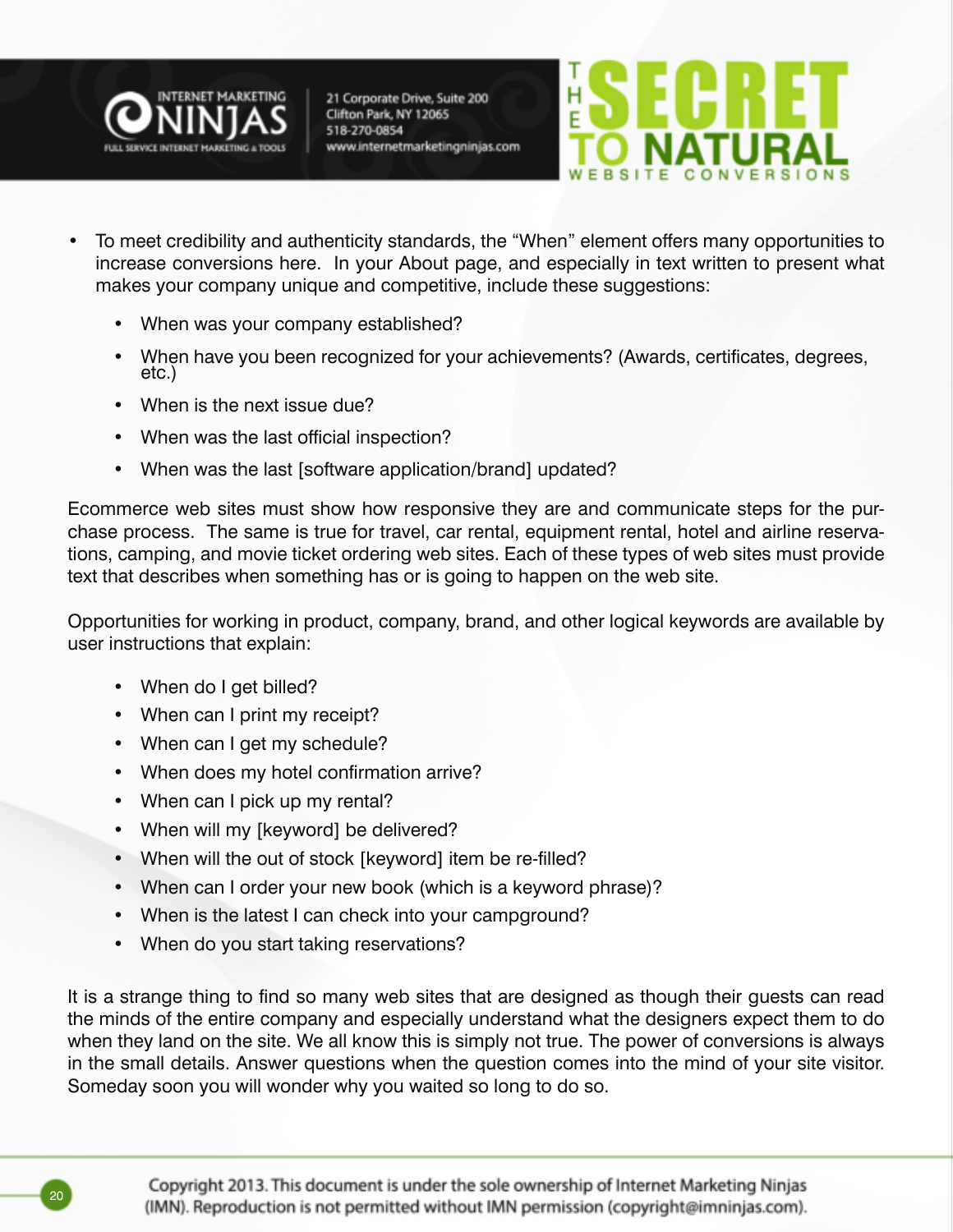- To meet credibility and authenticity standards, the "When" element offers many opportunities to increase conversions here. In your About page, and especially in text written to present what makes your company unique and competitive, include these suggestions:
  - When was your company established?
  - When have you been recognized for your achievements? (Awards, certificates, degrees, etc.)
  - When is the next issue due?
  - When was the last official inspection?
  - When was the last [software application/brand] updated?

Ecommerce web sites must show how responsive they are and communicate steps for the purchase process. The same is true for travel, car rental, equipment rental, hotel and airline reservations, camping, and movie ticket ordering web sites. Each of these types of web sites must provide text that describes when something has or is going to happen on the web site.

Opportunities for working in product, company, brand, and other logical keywords are available by user instructions that explain:

- When do I get billed?
- When can I print my receipt?
- When can I get my schedule?
- When does my hotel confirmation arrive?
- When can I pick up my rental?
- When will my [keyword] be delivered?
- When will the out of stock [keyword] item be re-filled?
- When can I order your new book (which is a keyword phrase)?
- When is the latest I can check into your campground?
- When do you start taking reservations?

It is a strange thing to find so many web sites that are designed as though their guests can read the minds of the entire company and especially understand what the designers expect them to do when they land on the site. We all know this is simply not true. The power of conversions is always in the small details. Answer questions when the question comes into the mind of your site visitor. Someday soon you will wonder why you waited so long to do so.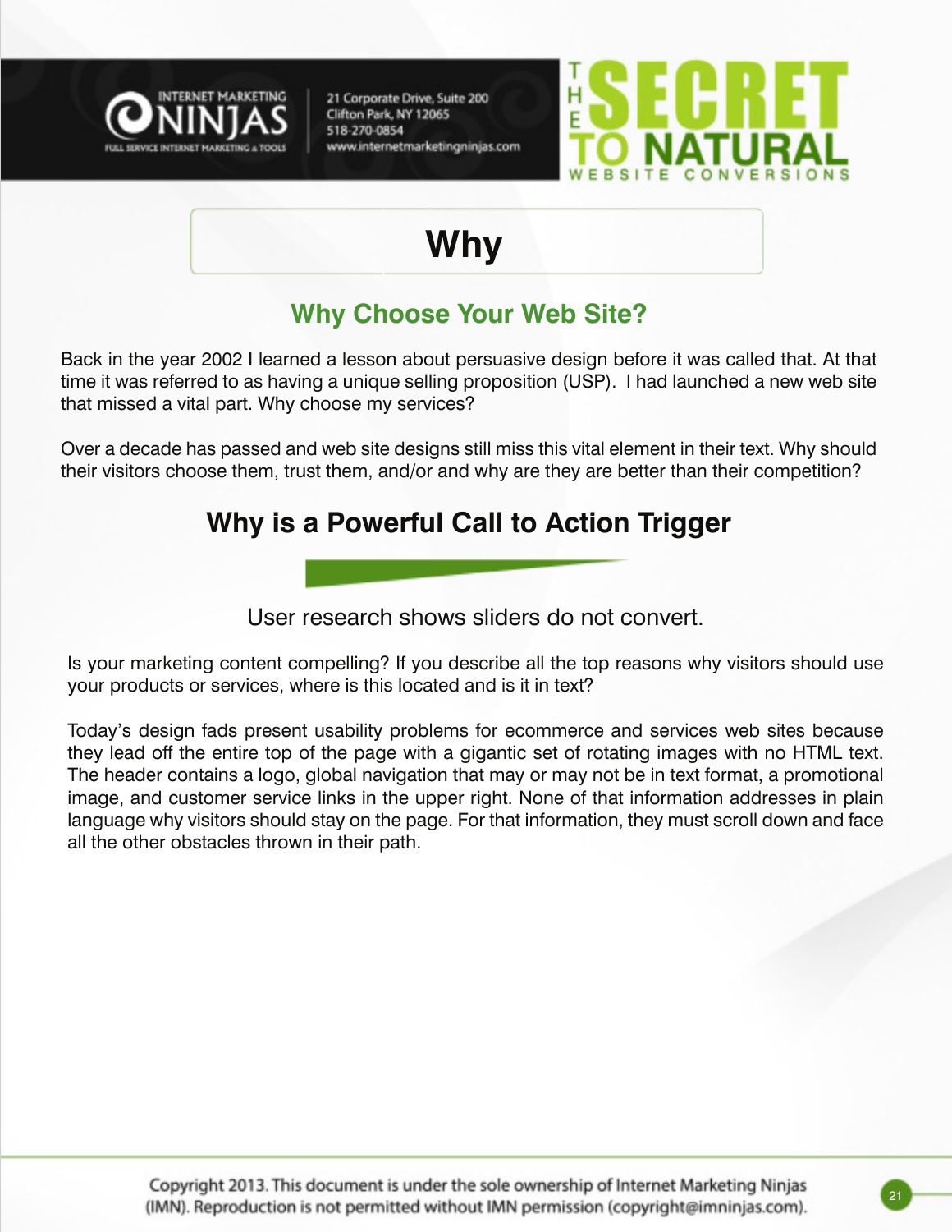# Why

## Why Choose Your Web Site?

Back in the year 2002 I learned a lesson about persuasive design before it was called that. At that time it was referred to as having a unique selling proposition (USP). I had launched a new web site that missed a vital part. Why choose my services?

Over a decade has passed and web site designs still miss this vital element in their text. Why should their visitors choose them, trust them, and/or and why are they are better than their competition?

## Why is a Powerful Call to Action Trigger

User research shows sliders do not convert.

Is your marketing content compelling? If you describe all the top reasons why visitors should use your products or services, where is this located and is it in text?

Today's design fads present usability problems for ecommerce and services web sites because they lead off the entire top of the page with a gigantic set of rotating images with no HTML text. The header contains a logo, global navigation that may or may not be in text format, a promotional image, and customer service links in the upper right. None of that information addresses in plain language why visitors should stay on the page. For that information, they must scroll down and face all the other obstacles thrown in their path.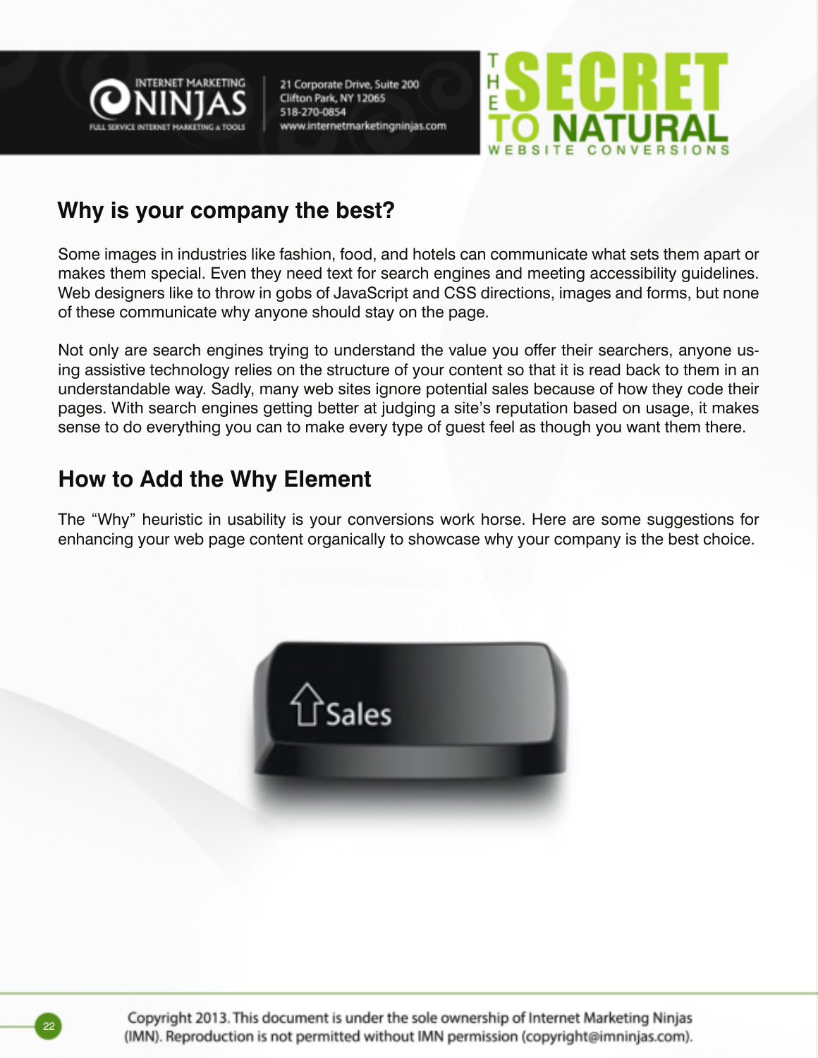## Why is your company the best?

Some images in industries like fashion, food, and hotels can communicate what sets them apart or makes them special. Even they need text for search engines and meeting accessibility guidelines. Web designers like to throw in gobs of JavaScript and CSS directions, images and forms, but none of these communicate why anyone should stay on the page.

Not only are search engines trying to understand the value you offer their searchers, anyone using assistive technology relies on the structure of your content so that it is read back to them in an understandable way. Sadly, many web sites ignore potential sales because of how they code their pages. With search engines getting better at judging a site's reputation based on usage, it makes sense to do everything you can to make every type of guest feel as though you want them there.

## How to Add the Why Element

The "Why" heuristic in usability is your conversions work horse. Here are some suggestions for enhancing your web page content organically to showcase why your company is the best choice.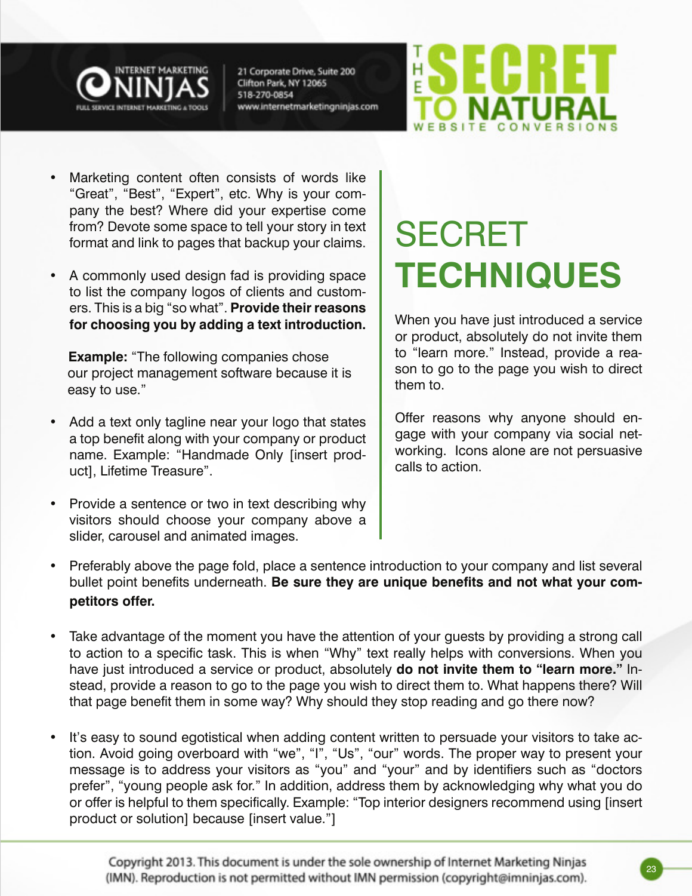- Marketing content often consists of words like "Great", "Best", "Expert", etc. Why is your company the best? Where did your expertise come from? Devote some space to tell your story in text format and link to pages that backup your claims.

- A commonly used design fad is providing space to list the company logos of clients and customers. This is a big "so what". **Provide their reasons for choosing you by adding a text introduction.**

  **Example:** "The following companies chose our project management software because it is easy to use."

- Add a text only tagline near your logo that states a top benefit along with your company or product name. Example: "Handmade Only [insert product], Lifetime Treasure".

- Provide a sentence or two in text describing why visitors should choose your company above a slider, carousel and animated images.

## SECRET **TECHNIQUES**

When you have just introduced a service or product, absolutely do not invite them to "learn more." Instead, provide a reason to go to the page you wish to direct them to.

Offer reasons why anyone should engage with your company via social networking. Icons alone are not persuasive calls to action.

- Preferably above the page fold, place a sentence introduction to your company and list several bullet point benefits underneath. **Be sure they are unique benefits and not what your competitors offer.**

- Take advantage of the moment you have the attention of your guests by providing a strong call to action to a specific task. This is when "Why" text really helps with conversions. When you have just introduced a service or product, absolutely **do not invite them to "learn more."** Instead, provide a reason to go to the page you wish to direct them to. What happens there? Will that page benefit them in some way? Why should they stop reading and go there now?

- It's easy to sound egotistical when adding content written to persuade your visitors to take action. Avoid going overboard with "we", "I", "Us", "our" words. The proper way to present your message is to address your visitors as "you" and "your" and by identifiers such as "doctors prefer", "young people ask for." In addition, address them by acknowledging why what you do or offer is helpful to them specifically. Example: "Top interior designers recommend using [insert product or solution] because [insert value."]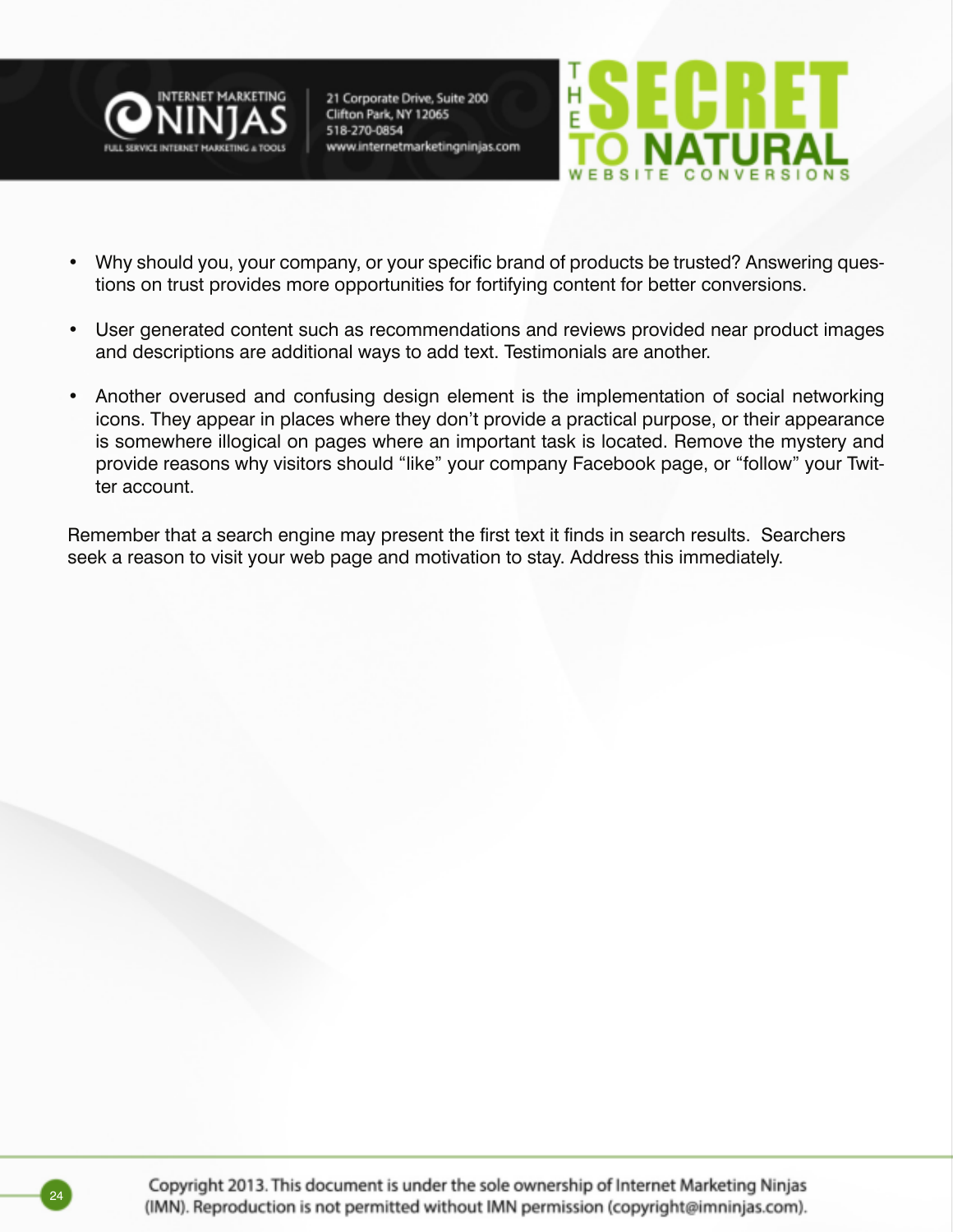- Why should you, your company, or your specific brand of products be trusted? Answering questions on trust provides more opportunities for fortifying content for better conversions.

- User generated content such as recommendations and reviews provided near product images and descriptions are additional ways to add text. Testimonials are another.

- Another overused and confusing design element is the implementation of social networking icons. They appear in places where they don't provide a practical purpose, or their appearance is somewhere illogical on pages where an important task is located. Remove the mystery and provide reasons why visitors should "like" your company Facebook page, or "follow" your Twitter account.

Remember that a search engine may present the first text it finds in search results. Searchers seek a reason to visit your web page and motivation to stay. Address this immediately.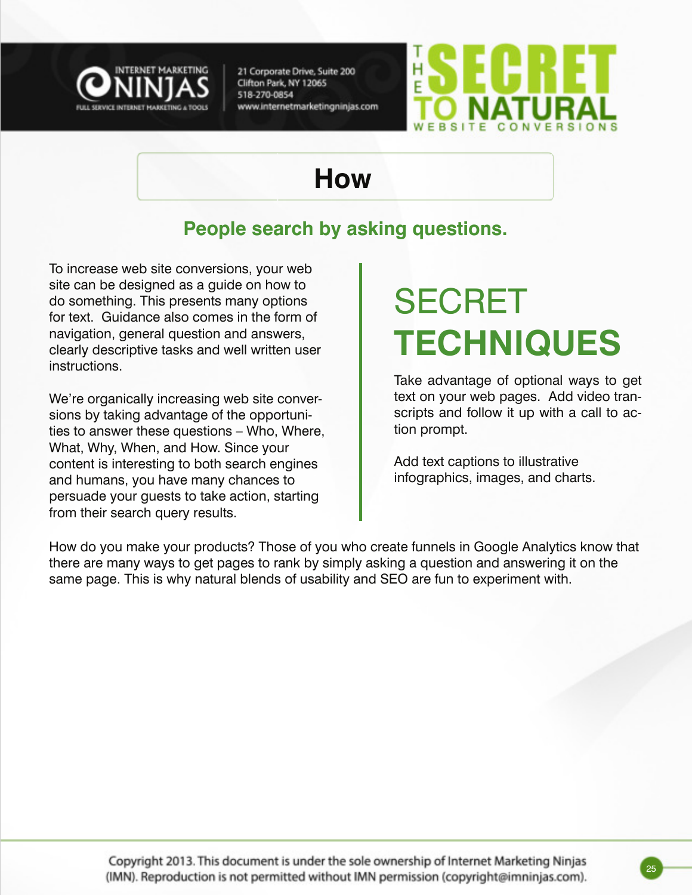# How

## People search by asking questions.

To increase web site conversions, your web site can be designed as a guide on how to do something. This presents many options for text. Guidance also comes in the form of navigation, general question and answers, clearly descriptive tasks and well written user instructions.

We're organically increasing web site conversions by taking advantage of the opportunities to answer these questions – Who, Where, What, Why, When, and How. Since your content is interesting to both search engines and humans, you have many chances to persuade your guests to take action, starting from their search query results.

## SECRET **TECHNIQUES**

Take advantage of optional ways to get text on your web pages. Add video transcripts and follow it up with a call to action prompt.

Add text captions to illustrative infographics, images, and charts.

How do you make your products? Those of you who create funnels in Google Analytics know that there are many ways to get pages to rank by simply asking a question and answering it on the same page. This is why natural blends of usability and SEO are fun to experiment with.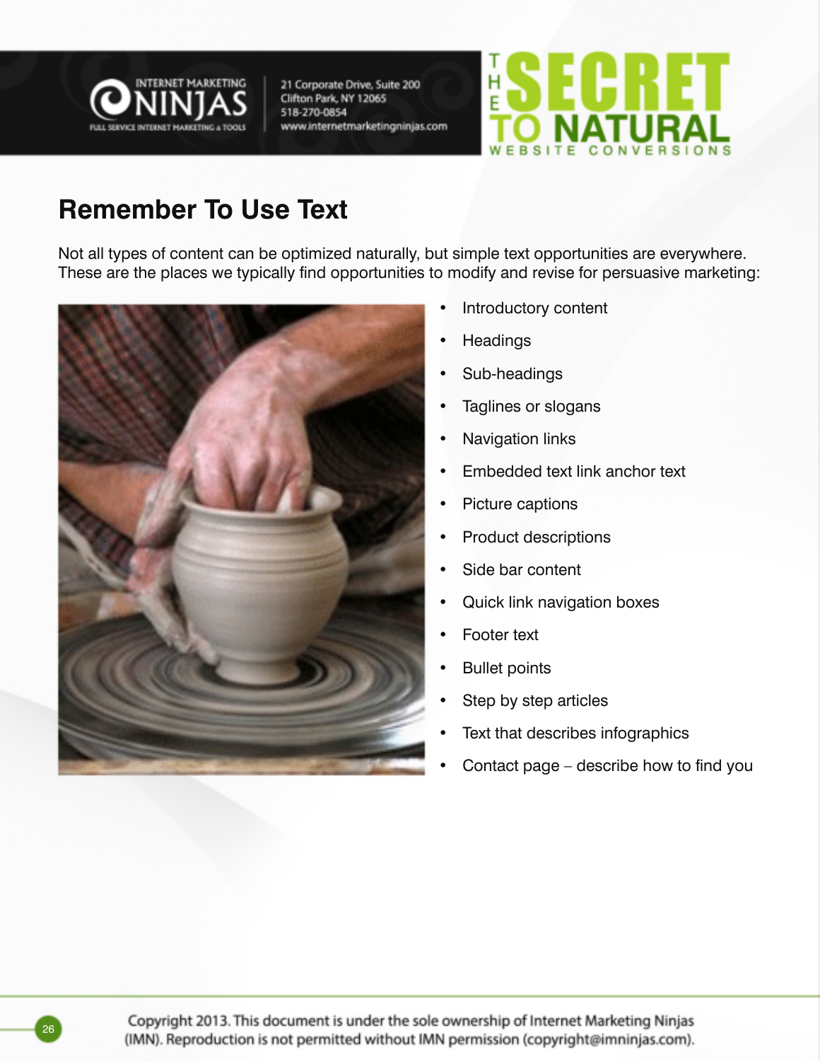## Remember To Use Text

Not all types of content can be optimized naturally, but simple text opportunities are everywhere. These are the places we typically find opportunities to modify and revise for persuasive marketing:

- Introductory content
- Headings
- Sub-headings
- Taglines or slogans
- Navigation links
- Embedded text link anchor text
- Picture captions
- Product descriptions
- Side bar content
- Quick link navigation boxes
- Footer text
- Bullet points
- Step by step articles
- Text that describes infographics
- Contact page – describe how to find you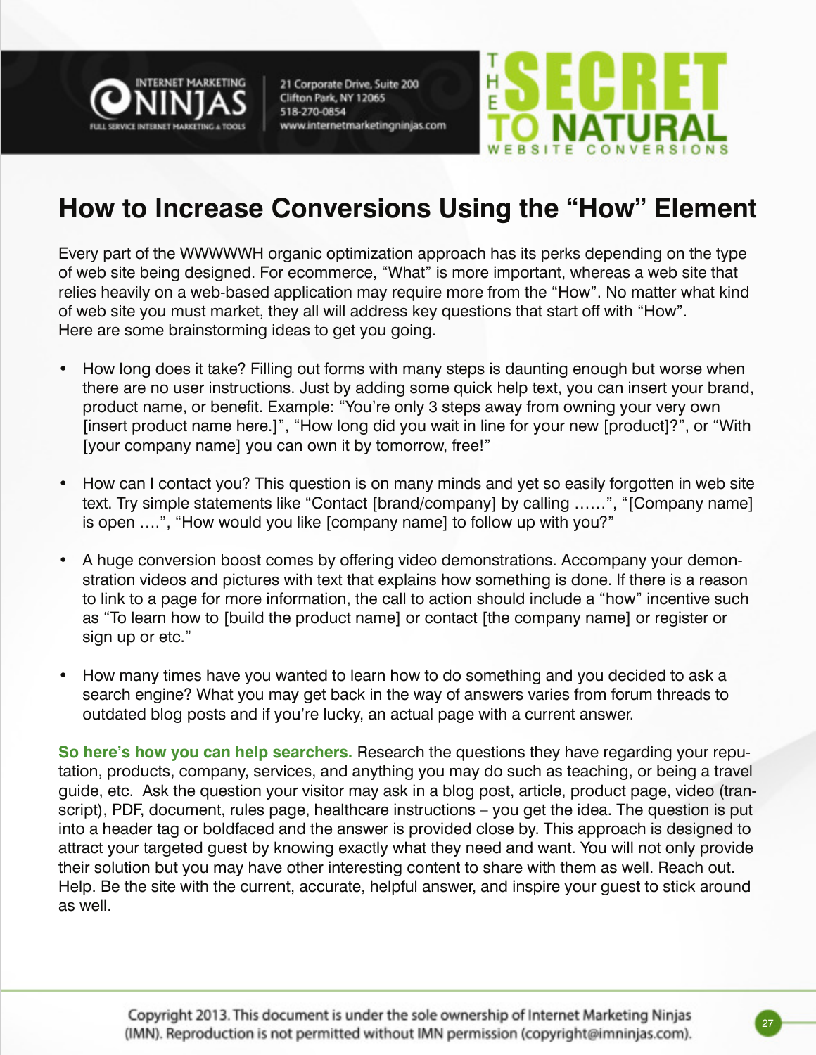# How to Increase Conversions Using the "How" Element

Every part of the WWWWWH organic optimization approach has its perks depending on the type of web site being designed. For ecommerce, "What" is more important, whereas a web site that relies heavily on a web-based application may require more from the "How". No matter what kind of web site you must market, they all will address key questions that start off with "How". Here are some brainstorming ideas to get you going.

- How long does it take? Filling out forms with many steps is daunting enough but worse when there are no user instructions. Just by adding some quick help text, you can insert your brand, product name, or benefit. Example: "You're only 3 steps away from owning your very own [insert product name here.]", "How long did you wait in line for your new [product]?", or "With [your company name] you can own it by tomorrow, free!"

- How can I contact you? This question is on many minds and yet so easily forgotten in web site text. Try simple statements like "Contact [brand/company] by calling ……", "[Company name] is open ….", "How would you like [company name] to follow up with you?"

- A huge conversion boost comes by offering video demonstrations. Accompany your demonstration videos and pictures with text that explains how something is done. If there is a reason to link to a page for more information, the call to action should include a "how" incentive such as "To learn how to [build the product name] or contact [the company name] or register or sign up or etc."

- How many times have you wanted to learn how to do something and you decided to ask a search engine? What you may get back in the way of answers varies from forum threads to outdated blog posts and if you're lucky, an actual page with a current answer.

**So here's how you can help searchers.** Research the questions they have regarding your reputation, products, company, services, and anything you may do such as teaching, or being a travel guide, etc. Ask the question your visitor may ask in a blog post, article, product page, video (transcript), PDF, document, rules page, healthcare instructions – you get the idea. The question is put into a header tag or boldfaced and the answer is provided close by. This approach is designed to attract your targeted guest by knowing exactly what they need and want. You will not only provide their solution but you may have other interesting content to share with them as well. Reach out. Help. Be the site with the current, accurate, helpful answer, and inspire your guest to stick around as well.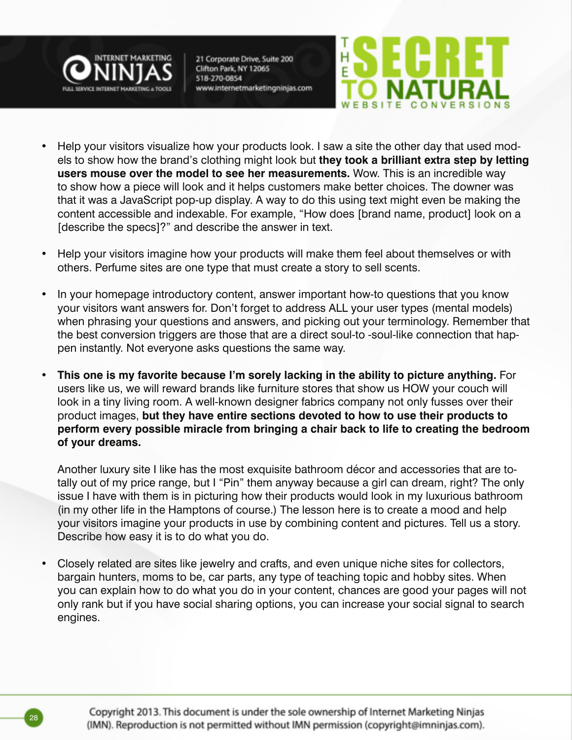- Help your visitors visualize how your products look. I saw a site the other day that used models to show how the brand's clothing might look but **they took a brilliant extra step by letting users mouse over the model to see her measurements.** Wow. This is an incredible way to show how a piece will look and it helps customers make better choices. The downer was that it was a JavaScript pop-up display. A way to do this using text might even be making the content accessible and indexable. For example, "How does [brand name, product] look on a [describe the specs]?" and describe the answer in text.

- Help your visitors imagine how your products will make them feel about themselves or with others. Perfume sites are one type that must create a story to sell scents.

- In your homepage introductory content, answer important how-to questions that you know your visitors want answers for. Don't forget to address ALL your user types (mental models) when phrasing your questions and answers, and picking out your terminology. Remember that the best conversion triggers are those that are a direct soul-to -soul-like connection that happen instantly. Not everyone asks questions the same way.

- **This one is my favorite because I'm sorely lacking in the ability to picture anything.** For users like us, we will reward brands like furniture stores that show us HOW your couch will look in a tiny living room. A well-known designer fabrics company not only fusses over their product images, **but they have entire sections devoted to how to use their products to perform every possible miracle from bringing a chair back to life to creating the bedroom of your dreams.**

  Another luxury site I like has the most exquisite bathroom décor and accessories that are totally out of my price range, but I "Pin" them anyway because a girl can dream, right? The only issue I have with them is in picturing how their products would look in my luxurious bathroom (in my other life in the Hamptons of course.) The lesson here is to create a mood and help your visitors imagine your products in use by combining content and pictures. Tell us a story. Describe how easy it is to do what you do.

- Closely related are sites like jewelry and crafts, and even unique niche sites for collectors, bargain hunters, moms to be, car parts, any type of teaching topic and hobby sites. When you can explain how to do what you do in your content, chances are good your pages will not only rank but if you have social sharing options, you can increase your social signal to search engines.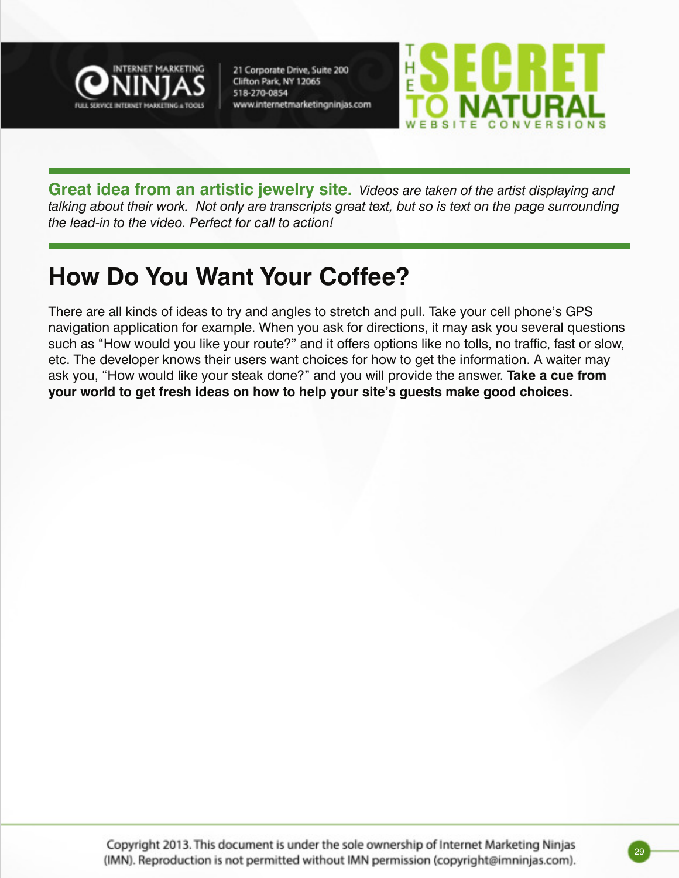**Great idea from an artistic jewelry site.** *Videos are taken of the artist displaying and talking about their work. Not only are transcripts great text, but so is text on the page surrounding the lead-in to the video. Perfect for call to action!*

## How Do You Want Your Coffee?

There are all kinds of ideas to try and angles to stretch and pull. Take your cell phone's GPS navigation application for example. When you ask for directions, it may ask you several questions such as "How would you like your route?" and it offers options like no tolls, no traffic, fast or slow, etc. The developer knows their users want choices for how to get the information. A waiter may ask you, "How would like your steak done?" and you will provide the answer. **Take a cue from your world to get fresh ideas on how to help your site's guests make good choices.**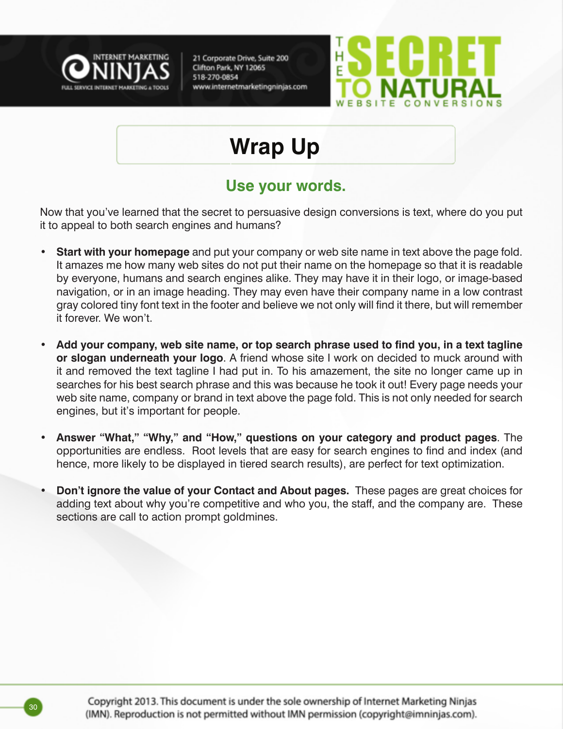# Wrap Up

## Use your words.

Now that you've learned that the secret to persuasive design conversions is text, where do you put it to appeal to both search engines and humans?

- **Start with your homepage** and put your company or web site name in text above the page fold. It amazes me how many web sites do not put their name on the homepage so that it is readable by everyone, humans and search engines alike. They may have it in their logo, or image-based navigation, or in an image heading. They may even have their company name in a low contrast gray colored tiny font text in the footer and believe we not only will find it there, but will remember it forever. We won't.

- **Add your company, web site name, or top search phrase used to find you, in a text tagline or slogan underneath your logo**. A friend whose site I work on decided to muck around with it and removed the text tagline I had put in. To his amazement, the site no longer came up in searches for his best search phrase and this was because he took it out! Every page needs your web site name, company or brand in text above the page fold. This is not only needed for search engines, but it's important for people.

- **Answer "What," "Why," and "How," questions on your category and product pages**. The opportunities are endless. Root levels that are easy for search engines to find and index (and hence, more likely to be displayed in tiered search results), are perfect for text optimization.

- **Don't ignore the value of your Contact and About pages.** These pages are great choices for adding text about why you're competitive and who you, the staff, and the company are. These sections are call to action prompt goldmines.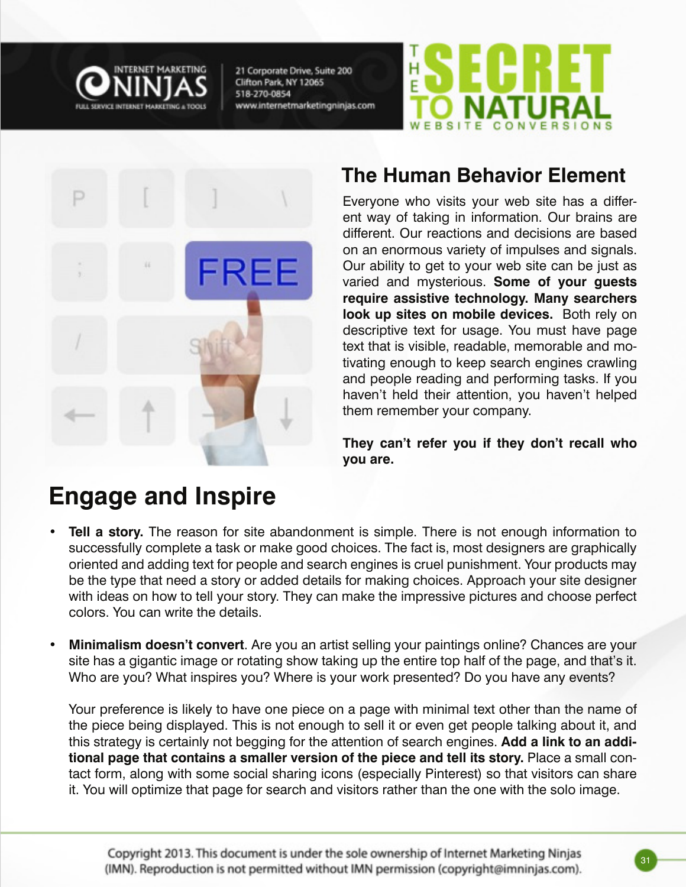## The Human Behavior Element

Everyone who visits your web site has a different way of taking in information. Our brains are different. Our reactions and decisions are based on an enormous variety of impulses and signals. Our ability to get to your web site can be just as varied and mysterious. **Some of your guests require assistive technology. Many searchers look up sites on mobile devices.** Both rely on descriptive text for usage. You must have page text that is visible, readable, memorable and motivating enough to keep search engines crawling and people reading and performing tasks. If you haven't held their attention, you haven't helped them remember your company.

**They can't refer you if they don't recall who you are.**

# Engage and Inspire

- **Tell a story.** The reason for site abandonment is simple. There is not enough information to successfully complete a task or make good choices. The fact is, most designers are graphically oriented and adding text for people and search engines is cruel punishment. Your products may be the type that need a story or added details for making choices. Approach your site designer with ideas on how to tell your story. They can make the impressive pictures and choose perfect colors. You can write the details.

- **Minimalism doesn't convert**. Are you an artist selling your paintings online? Chances are your site has a gigantic image or rotating show taking up the entire top half of the page, and that's it. Who are you? What inspires you? Where is your work presented? Do you have any events?

  Your preference is likely to have one piece on a page with minimal text other than the name of the piece being displayed. This is not enough to sell it or even get people talking about it, and this strategy is certainly not begging for the attention of search engines. **Add a link to an additional page that contains a smaller version of the piece and tell its story.** Place a small contact form, along with some social sharing icons (especially Pinterest) so that visitors can share it. You will optimize that page for search and visitors rather than the one with the solo image.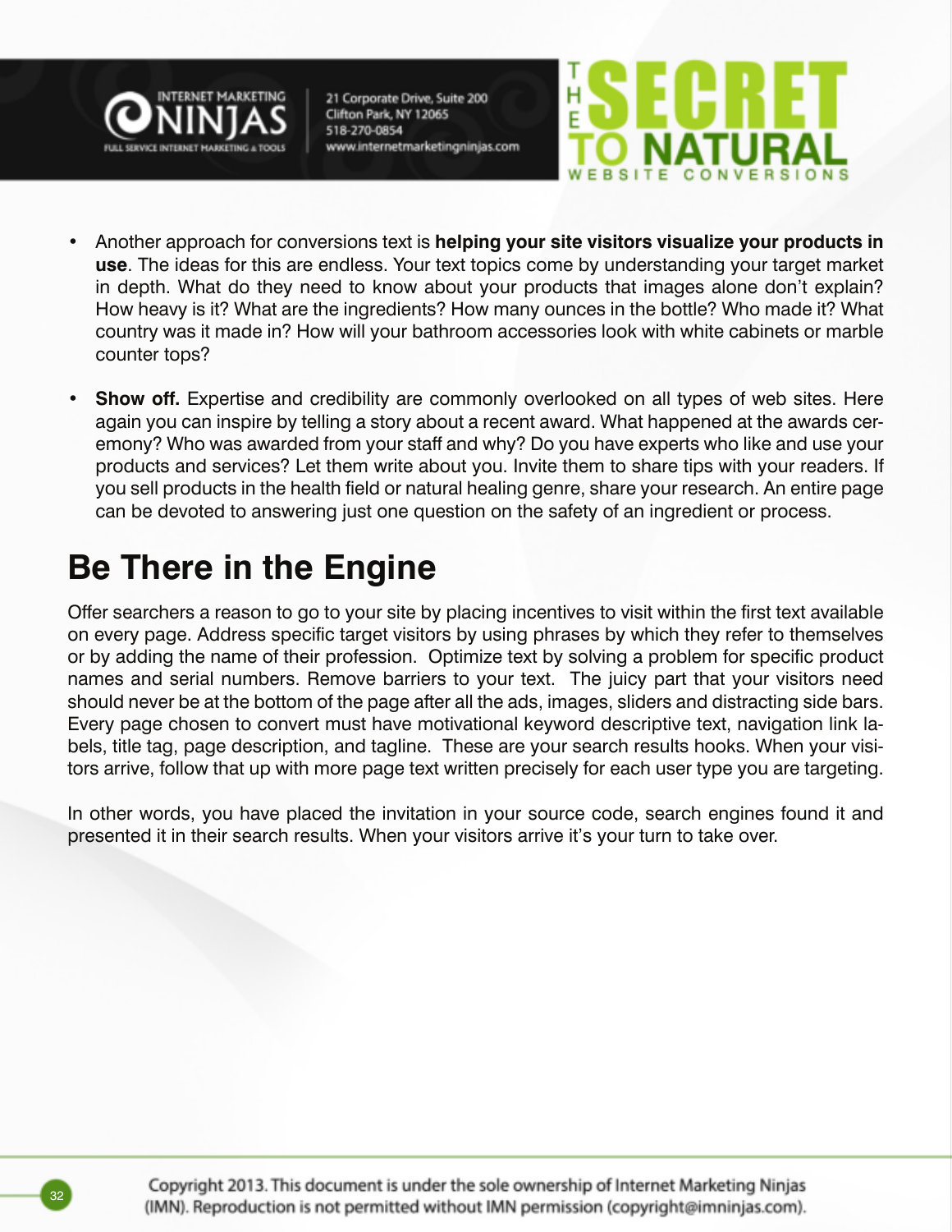- Another approach for conversions text is **helping your site visitors visualize your products in use**. The ideas for this are endless. Your text topics come by understanding your target market in depth. What do they need to know about your products that images alone don't explain? How heavy is it? What are the ingredients? How many ounces in the bottle? Who made it? What country was it made in? How will your bathroom accessories look with white cabinets or marble counter tops?

- **Show off.** Expertise and credibility are commonly overlooked on all types of web sites. Here again you can inspire by telling a story about a recent award. What happened at the awards ceremony? Who was awarded from your staff and why? Do you have experts who like and use your products and services? Let them write about you. Invite them to share tips with your readers. If you sell products in the health field or natural healing genre, share your research. An entire page can be devoted to answering just one question on the safety of an ingredient or process.

## Be There in the Engine

Offer searchers a reason to go to your site by placing incentives to visit within the first text available on every page. Address specific target visitors by using phrases by which they refer to themselves or by adding the name of their profession. Optimize text by solving a problem for specific product names and serial numbers. Remove barriers to your text. The juicy part that your visitors need should never be at the bottom of the page after all the ads, images, sliders and distracting side bars. Every page chosen to convert must have motivational keyword descriptive text, navigation link labels, title tag, page description, and tagline. These are your search results hooks. When your visitors arrive, follow that up with more page text written precisely for each user type you are targeting.

In other words, you have placed the invitation in your source code, search engines found it and presented it in their search results. When your visitors arrive it's your turn to take over.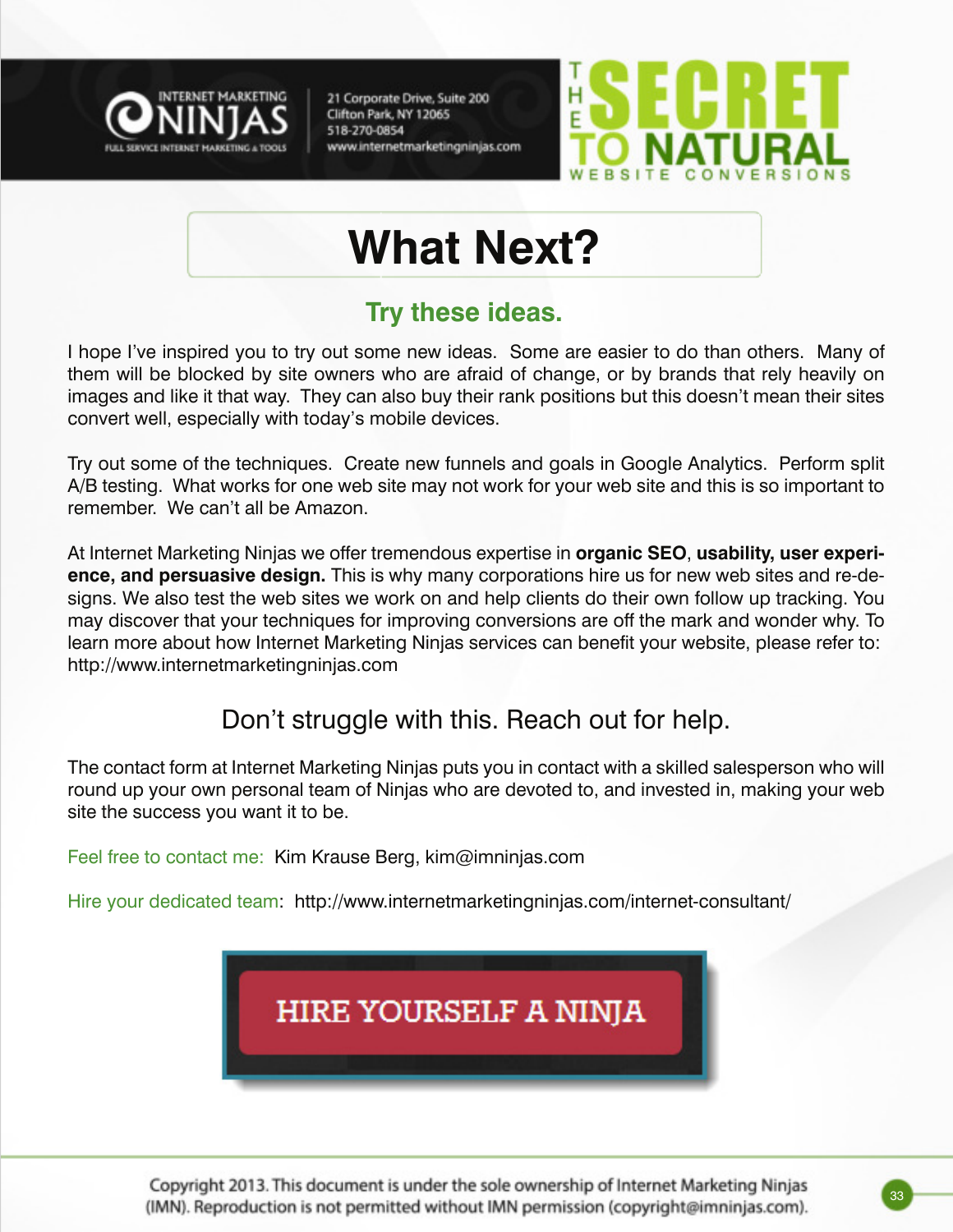# What Next?

## Try these ideas.

I hope I've inspired you to try out some new ideas. Some are easier to do than others. Many of them will be blocked by site owners who are afraid of change, or by brands that rely heavily on images and like it that way. They can also buy their rank positions but this doesn't mean their sites convert well, especially with today's mobile devices.

Try out some of the techniques. Create new funnels and goals in Google Analytics. Perform split A/B testing. What works for one web site may not work for your web site and this is so important to remember. We can't all be Amazon.

At Internet Marketing Ninjas we offer tremendous expertise in **organic SEO**, **usability, user experience, and persuasive design.** This is why many corporations hire us for new web sites and re-designs. We also test the web sites we work on and help clients do their own follow up tracking. You may discover that your techniques for improving conversions are off the mark and wonder why. To learn more about how Internet Marketing Ninjas services can benefit your website, please refer to: http://www.internetmarketingninjas.com

## Don't struggle with this. Reach out for help.

The contact form at Internet Marketing Ninjas puts you in contact with a skilled salesperson who will round up your own personal team of Ninjas who are devoted to, and invested in, making your web site the success you want it to be.

Feel free to contact me: Kim Krause Berg, kim@imninjas.com

Hire your dedicated team: http://www.internetmarketingninjas.com/internet-consultant/

HIRE YOURSELF A NINJA

Copyright 2013. This document is under the sole ownership of Internet Marketing Ninjas (IMN). Reproduction is not permitted without IMN permission (copyright@imninjas.com).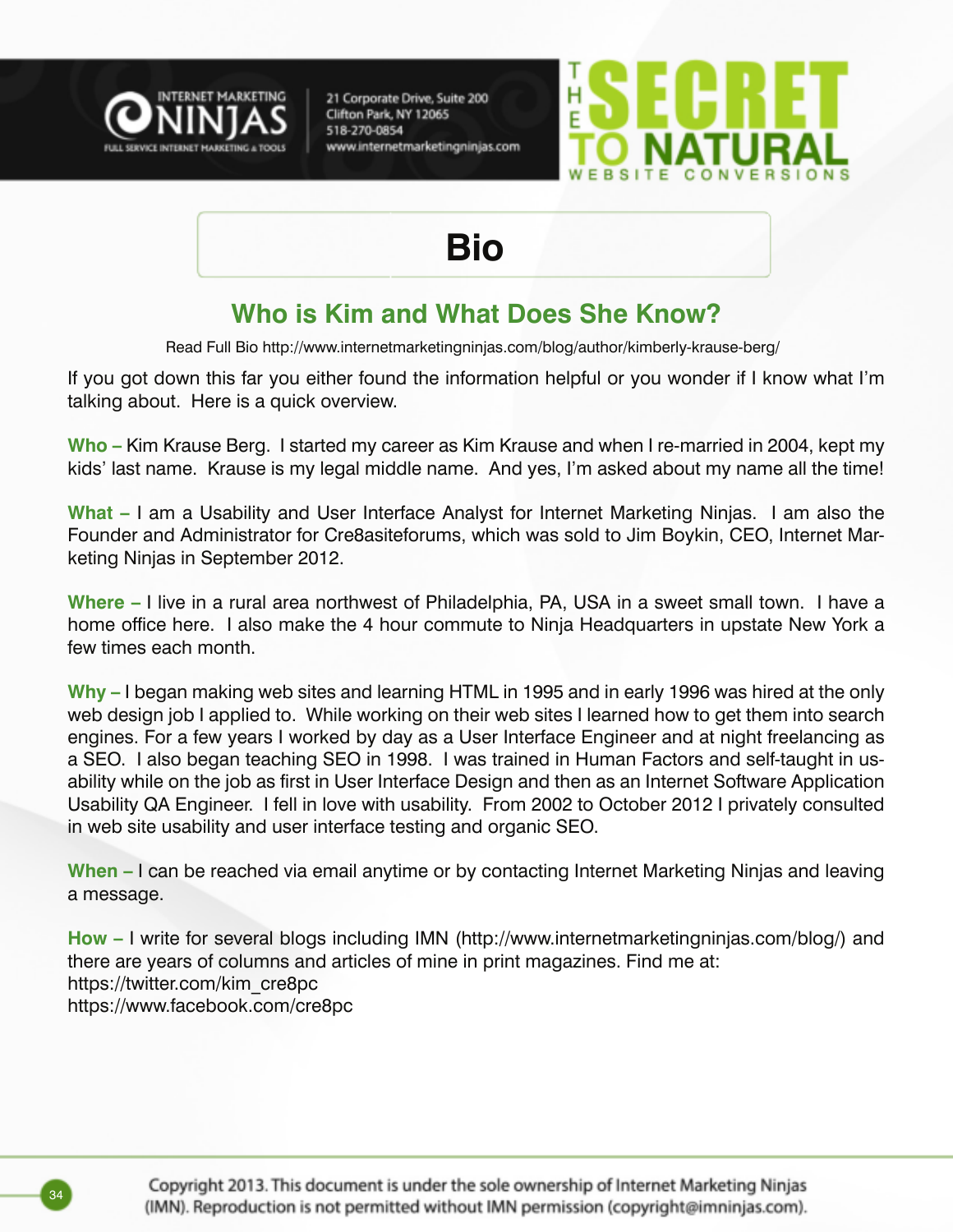# Bio

## Who is Kim and What Does She Know?

Read Full Bio http://www.internetmarketingninjas.com/blog/author/kimberly-krause-berg/

If you got down this far you either found the information helpful or you wonder if I know what I'm talking about. Here is a quick overview.

**Who –** Kim Krause Berg. I started my career as Kim Krause and when I re-married in 2004, kept my kids' last name. Krause is my legal middle name. And yes, I'm asked about my name all the time!

**What –** I am a Usability and User Interface Analyst for Internet Marketing Ninjas. I am also the Founder and Administrator for Cre8asiteforums, which was sold to Jim Boykin, CEO, Internet Marketing Ninjas in September 2012.

**Where –** I live in a rural area northwest of Philadelphia, PA, USA in a sweet small town. I have a home office here. I also make the 4 hour commute to Ninja Headquarters in upstate New York a few times each month.

**Why –** I began making web sites and learning HTML in 1995 and in early 1996 was hired at the only web design job I applied to. While working on their web sites I learned how to get them into search engines. For a few years I worked by day as a User Interface Engineer and at night freelancing as a SEO. I also began teaching SEO in 1998. I was trained in Human Factors and self-taught in usability while on the job as first in User Interface Design and then as an Internet Software Application Usability QA Engineer. I fell in love with usability. From 2002 to October 2012 I privately consulted in web site usability and user interface testing and organic SEO.

**When –** I can be reached via email anytime or by contacting Internet Marketing Ninjas and leaving a message.

**How –** I write for several blogs including IMN (http://www.internetmarketingninjas.com/blog/) and there are years of columns and articles of mine in print magazines. Find me at:
https://twitter.com/kim_cre8pc
https://www.facebook.com/cre8pc